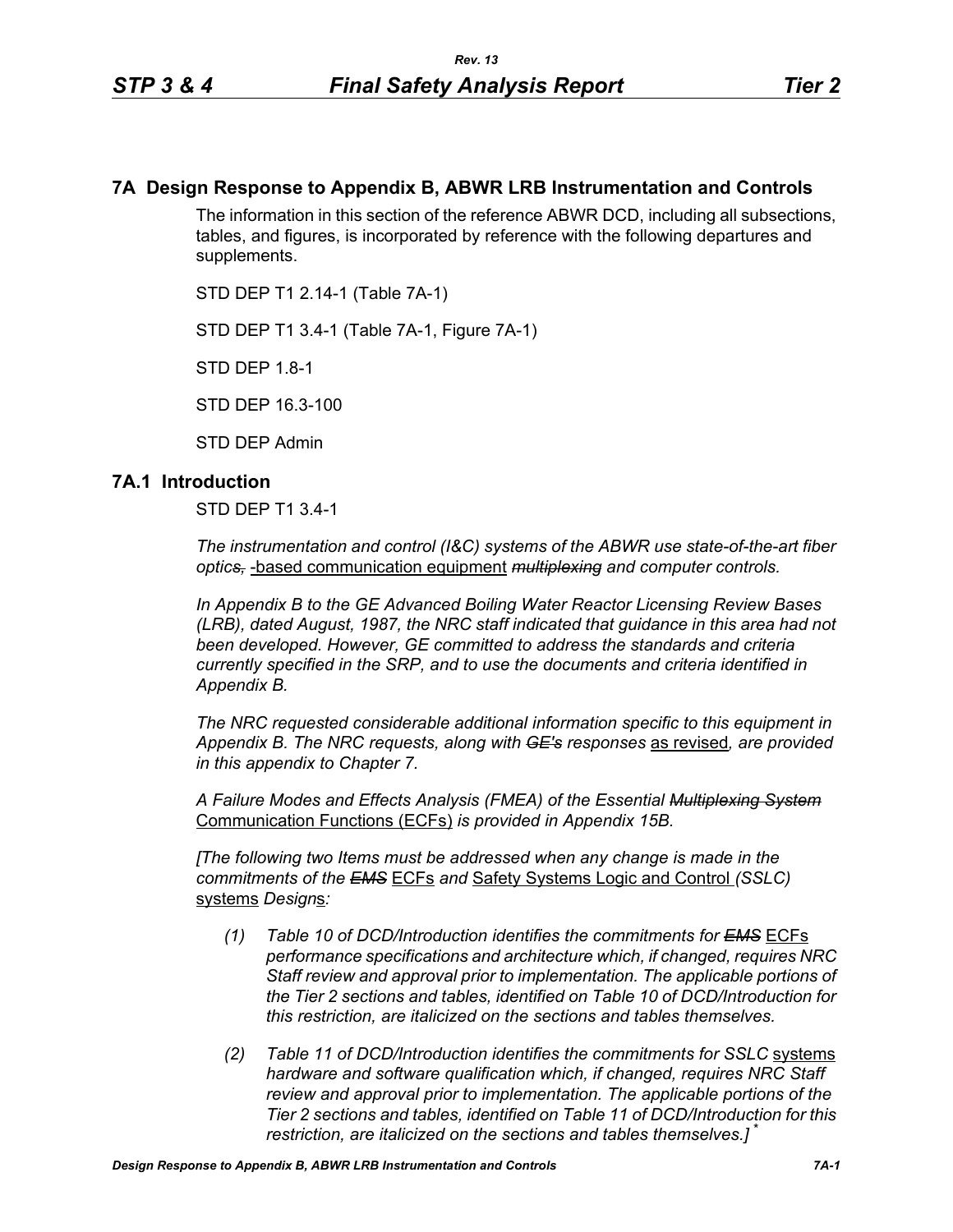## 7A Design Response to Appendix B, ABWR LRB Instrumentation and Controls

The information in this section of the reference ABWR DCD, including all subsections, tables, and figures, is incorporated by reference with the following departures and supplements.

STD DEP T1 2.14-1 (Table 7A-1)

STD DEP T1 3.4-1 (Table 7A-1, Figure 7A-1)

STD DEP 1.8-1

STD DEP 16.3-100

STD DEP Admin

### 7A.1 Introduction

STD DEP T1 3.4-1

*The instrumentation and control (I&C) systems of the ABWR use state-of-the-art fiber optic~~s,~~* -based communication equipment *~~multiplexing~~ and computer controls.*

*In Appendix B to the GE Advanced Boiling Water Reactor Licensing Review Bases (LRB), dated August, 1987, the NRC staff indicated that guidance in this area had not been developed. However, GE committed to address the standards and criteria currently specified in the SRP, and to use the documents and criteria identified in Appendix B.*

*The NRC requested considerable additional information specific to this equipment in Appendix B. The NRC requests, along with ~~GE's~~ responses* as revised*, are provided in this appendix to Chapter 7.*

*A Failure Modes and Effects Analysis (FMEA) of the Essential ~~Multiplexing System~~* Communication Functions (ECFs) *is provided in Appendix 15B.*

*[The following two Items must be addressed when any change is made in the commitments of the ~~EMS~~* ECFs *and* Safety Systems Logic and Control *(SSLC)* systems *Design*s*:*

*(1) Table 10 of DCD/Introduction identifies the commitments for ~~EMS~~* ECFs *performance specifications and architecture which, if changed, requires NRC Staff review and approval prior to implementation. The applicable portions of the Tier 2 sections and tables, identified on Table 10 of DCD/Introduction for this restriction, are italicized on the sections and tables themselves.*

*(2) Table 11 of DCD/Introduction identifies the commitments for SSLC* systems *hardware and software qualification which, if changed, requires NRC Staff review and approval prior to implementation. The applicable portions of the Tier 2 sections and tables, identified on Table 11 of DCD/Introduction for this restriction, are italicized on the sections and tables themselves.]* *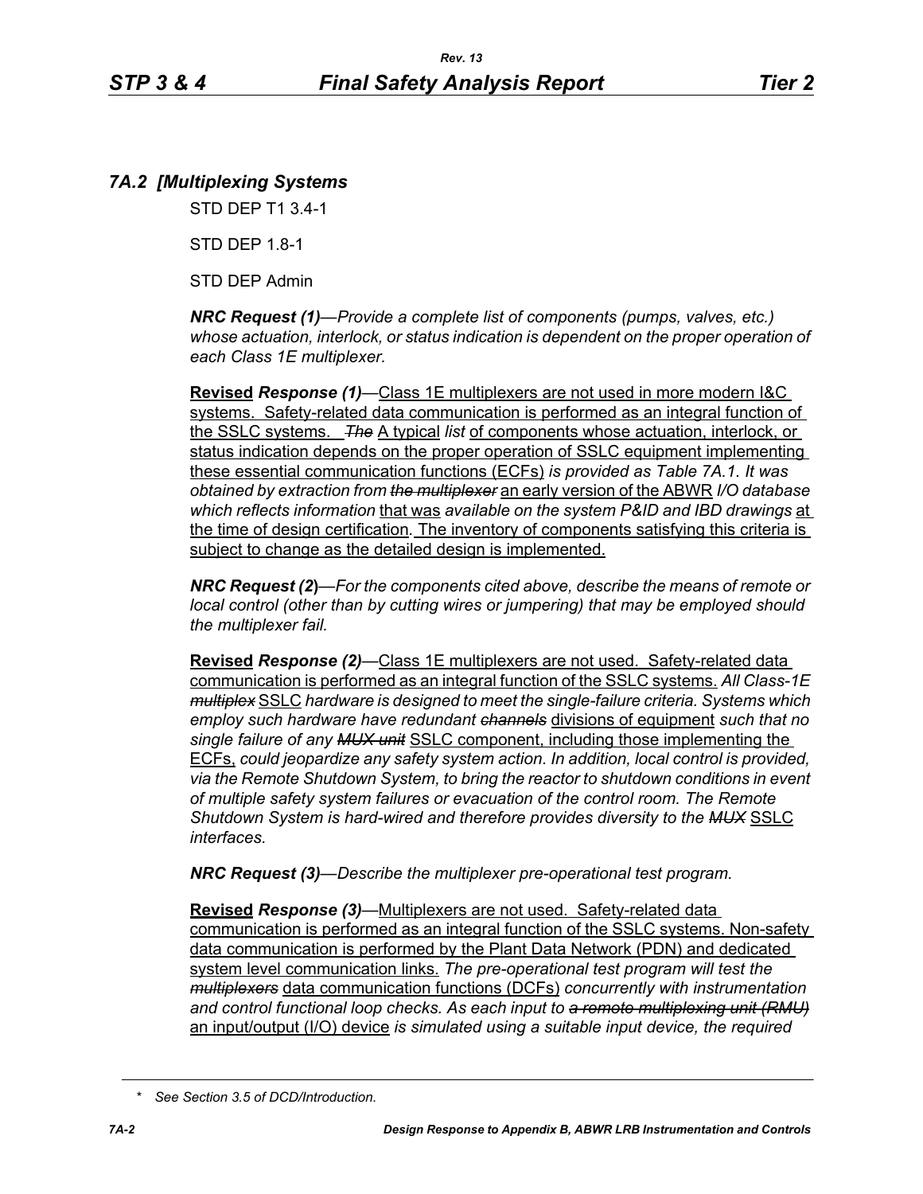## *7A.2 [Multiplexing Systems*

STD DEP T1 3.4-1

STD DEP 1.8-1

STD DEP Admin

***NRC Request (1)****—Provide a complete list of components (pumps, valves, etc.) whose actuation, interlock, or status indication is dependent on the proper operation of each Class 1E multiplexer.*

**Revised** ***Response (1)***—Class 1E multiplexers are not used in more modern I&C systems. Safety-related data communication is performed as an integral function of the SSLC systems. ~~*The*~~ A typical *list* of components whose actuation, interlock, or status indication depends on the proper operation of SSLC equipment implementing these essential communication functions (ECFs) *is provided as Table 7A.1. It was obtained by extraction from* ~~*the multiplexer*~~ an early version of the ABWR *I/O database which reflects information* that was *available on the system P&ID and IBD drawings* at the time of design certification. The inventory of components satisfying this criteria is subject to change as the detailed design is implemented.

***NRC Request (2)****—For the components cited above, describe the means of remote or local control (other than by cutting wires or jumpering) that may be employed should the multiplexer fail.*

**Revised** ***Response (2)***—Class 1E multiplexers are not used. Safety-related data communication is performed as an integral function of the SSLC systems. *All Class-1E* ~~*multiplex*~~ SSLC *hardware is designed to meet the single-failure criteria. Systems which employ such hardware have redundant* ~~*channels*~~ divisions of equipment *such that no single failure of any* ~~*MUX unit*~~ SSLC component, including those implementing the ECFs, *could jeopardize any safety system action. In addition, local control is provided, via the Remote Shutdown System, to bring the reactor to shutdown conditions in event of multiple safety system failures or evacuation of the control room. The Remote Shutdown System is hard-wired and therefore provides diversity to the* ~~*MUX*~~ SSLC *interfaces.*

***NRC Request (3)****—Describe the multiplexer pre-operational test program.*

**Revised** ***Response (3)***—Multiplexers are not used. Safety-related data communication is performed as an integral function of the SSLC systems. Non-safety data communication is performed by the Plant Data Network (PDN) and dedicated system level communication links. *The pre-operational test program will test the* ~~*multiplexers*~~ data communication functions (DCFs) *concurrently with instrumentation and control functional loop checks. As each input to* ~~*a remote multiplexing unit (RMU)*~~ an input/output (I/O) device *is simulated using a suitable input device, the required*

\* *See Section 3.5 of DCD/Introduction.*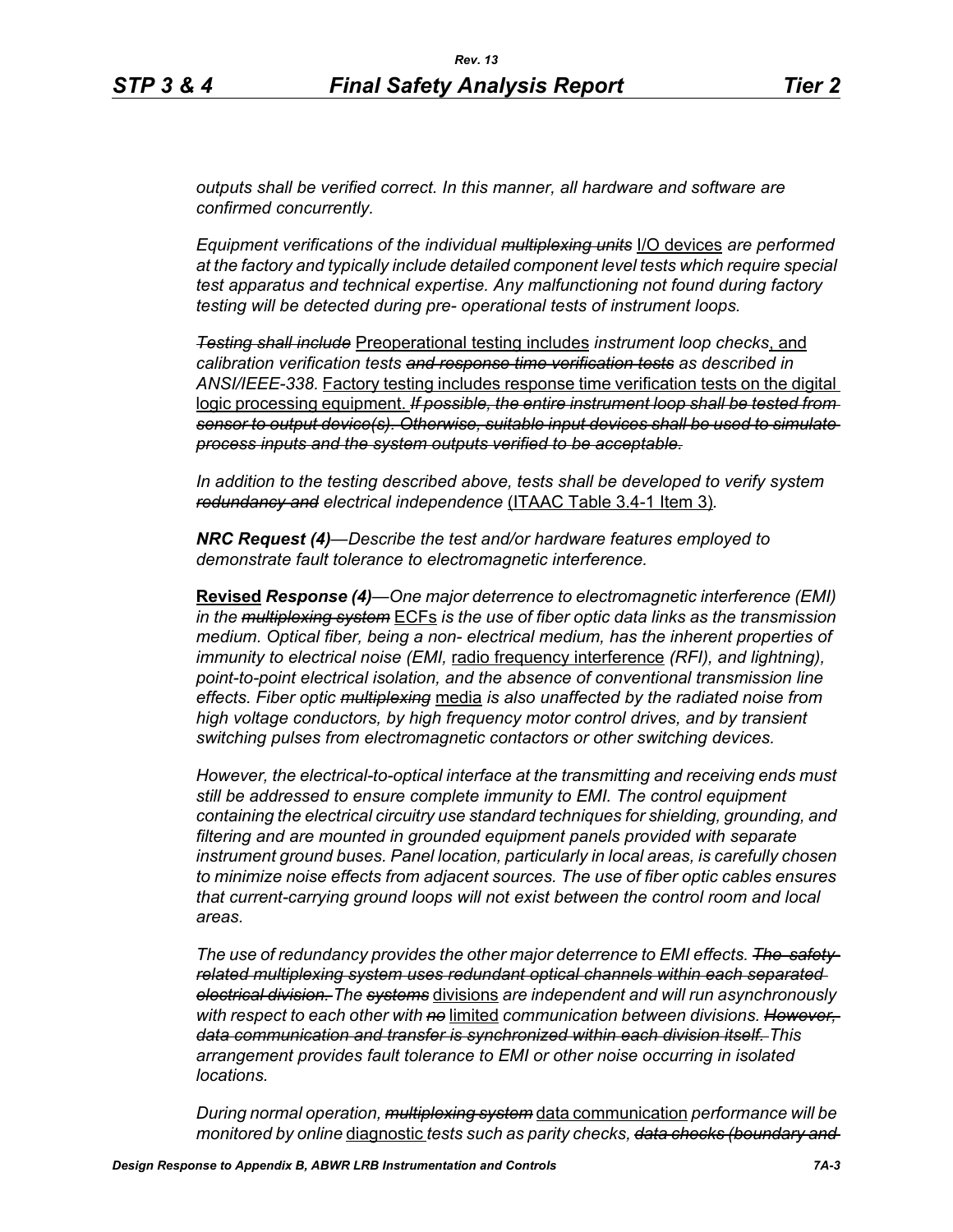*outputs shall be verified correct. In this manner, all hardware and software are confirmed concurrently.*

*Equipment verifications of the individual ~~multiplexing units~~* <u>I/O devices</u> *are performed at the factory and typically include detailed component level tests which require special test apparatus and technical expertise. Any malfunctioning not found during factory testing will be detected during pre- operational tests of instrument loops.*

*~~Testing shall include~~* <u>Preoperational testing includes</u> *instrument loop checks*<u>, and</u> *calibration verification tests ~~and response time verification tests~~ as described in ANSI/IEEE-338.* <u>Factory testing includes response time verification tests on the digital logic processing equipment.</u> *~~If possible, the entire instrument loop shall be tested from sensor to output device(s). Otherwise, suitable input devices shall be used to simulate process inputs and the system outputs verified to be acceptable.~~*

*In addition to the testing described above, tests shall be developed to verify system ~~redundancy and~~ electrical independence* <u>(ITAAC Table 3.4-1 Item 3)</u>*.*

***NRC Request (4)****—Describe the test and/or hardware features employed to demonstrate fault tolerance to electromagnetic interference.*

<u>**Revised**</u> ***Response (4)****—One major deterrence to electromagnetic interference (EMI) in the ~~multiplexing system~~* <u>ECFs</u> *is the use of fiber optic data links as the transmission medium. Optical fiber, being a non- electrical medium, has the inherent properties of immunity to electrical noise (EMI,* <u>radio frequency interference</u> *(RFI), and lightning), point-to-point electrical isolation, and the absence of conventional transmission line effects. Fiber optic ~~multiplexing~~* <u>media</u> *is also unaffected by the radiated noise from high voltage conductors, by high frequency motor control drives, and by transient switching pulses from electromagnetic contactors or other switching devices.*

*However, the electrical-to-optical interface at the transmitting and receiving ends must still be addressed to ensure complete immunity to EMI. The control equipment containing the electrical circuitry use standard techniques for shielding, grounding, and filtering and are mounted in grounded equipment panels provided with separate instrument ground buses. Panel location, particularly in local areas, is carefully chosen to minimize noise effects from adjacent sources. The use of fiber optic cables ensures that current-carrying ground loops will not exist between the control room and local areas.*

*The use of redundancy provides the other major deterrence to EMI effects. ~~The safety-related multiplexing system uses redundant optical channels within each separated electrical division.~~ The ~~systems~~* <u>divisions</u> *are independent and will run asynchronously with respect to each other with ~~no~~* <u>limited</u> *communication between divisions. ~~However, data communication and transfer is synchronized within each division itself.~~ This arrangement provides fault tolerance to EMI or other noise occurring in isolated locations.*

*During normal operation, ~~multiplexing system~~* <u>data communication</u> *performance will be monitored by online* <u>diagnostic</u> *tests such as parity checks, ~~data checks (boundary and~~*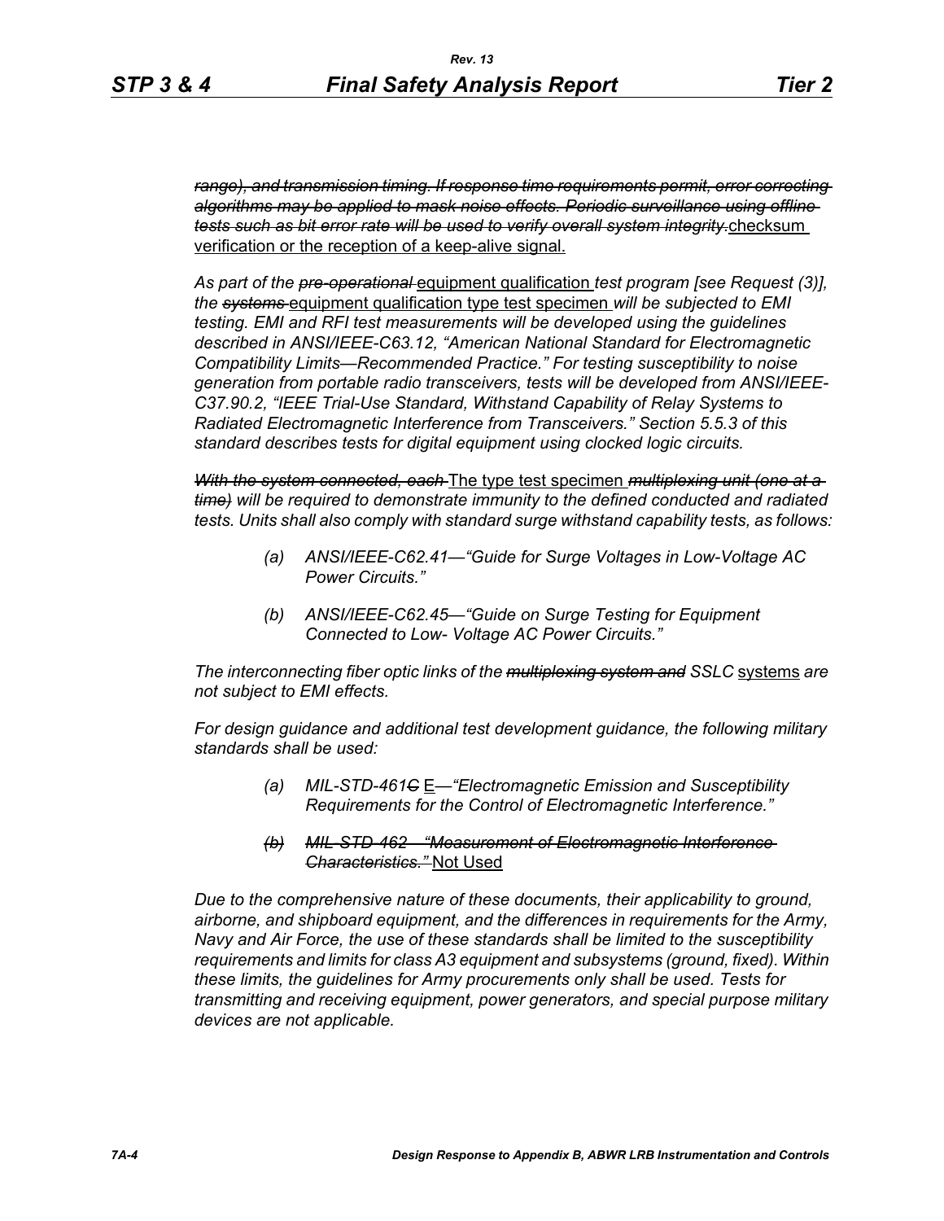~~*range), and transmission timing. If response time requirements permit, error correcting algorithms may be applied to mask noise effects. Periodic surveillance using offline tests such as bit error rate will be used to verify overall system integrity.*~~ checksum verification or the reception of a keep-alive signal.

*As part of the ~~pre-operational~~* equipment qualification *test program [see Request (3)], the ~~systems~~* equipment qualification type test specimen *will be subjected to EMI testing. EMI and RFI test measurements will be developed using the guidelines described in ANSI/IEEE-C63.12, "American National Standard for Electromagnetic Compatibility Limits—Recommended Practice." For testing susceptibility to noise generation from portable radio transceivers, tests will be developed from ANSI/IEEE-C37.90.2, "IEEE Trial-Use Standard, Withstand Capability of Relay Systems to Radiated Electromagnetic Interference from Transceivers." Section 5.5.3 of this standard describes tests for digital equipment using clocked logic circuits.*

~~*With the system connected, each*~~ The type test specimen ~~*multiplexing unit (one at a time)*~~ *will be required to demonstrate immunity to the defined conducted and radiated tests. Units shall also comply with standard surge withstand capability tests, as follows:*

- *(a) ANSI/IEEE-C62.41—"Guide for Surge Voltages in Low-Voltage AC Power Circuits."*
- *(b) ANSI/IEEE-C62.45—"Guide on Surge Testing for Equipment Connected to Low- Voltage AC Power Circuits."*

*The interconnecting fiber optic links of the ~~multiplexing system and~~ SSLC* systems *are not subject to EMI effects.*

*For design guidance and additional test development guidance, the following military standards shall be used:*

- *(a) MIL-STD-461~~C~~* E*—"Electromagnetic Emission and Susceptibility Requirements for the Control of Electromagnetic Interference."*
- ~~*(b) MIL-STD-462—"Measurement of Electromagnetic Interference Characteristics."*~~ Not Used

*Due to the comprehensive nature of these documents, their applicability to ground, airborne, and shipboard equipment, and the differences in requirements for the Army, Navy and Air Force, the use of these standards shall be limited to the susceptibility requirements and limits for class A3 equipment and subsystems (ground, fixed). Within these limits, the guidelines for Army procurements only shall be used. Tests for transmitting and receiving equipment, power generators, and special purpose military devices are not applicable.*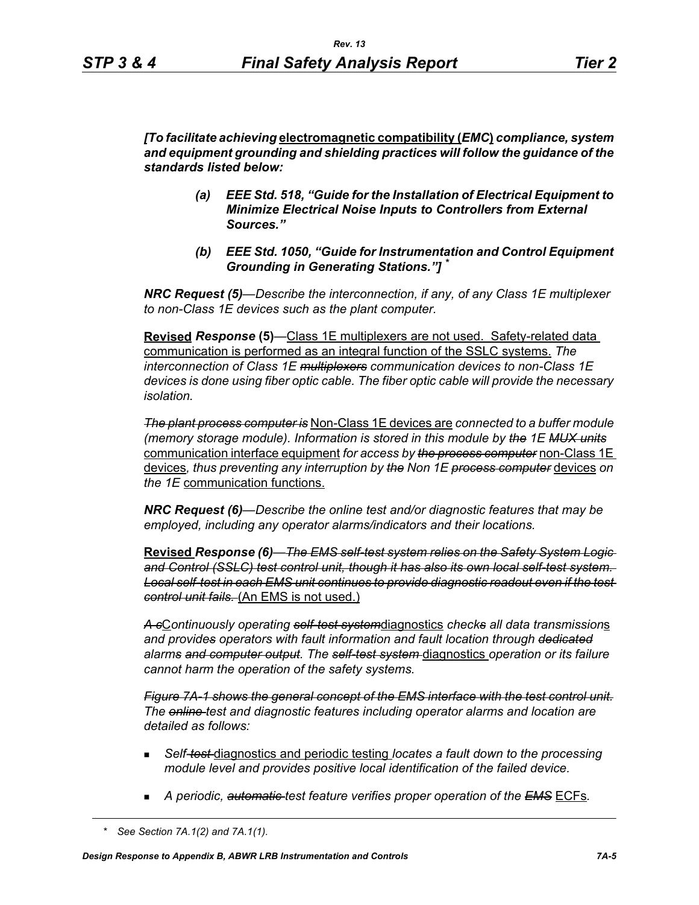*[To facilitate achieving* electromagnetic compatibility (*EMC*) *compliance, system and equipment grounding and shielding practices will follow the guidance of the standards listed below:*

> *(a) EEE Std. 518, "Guide for the Installation of Electrical Equipment to Minimize Electrical Noise Inputs to Controllers from External Sources."*
>
> *(b) EEE Std. 1050, "Guide for Instrumentation and Control Equipment Grounding in Generating Stations."]* *

***NRC Request (5)**—Describe the interconnection, if any, of any Class 1E multiplexer to non-Class 1E devices such as the plant computer.*

**Revised** ***Response*** **(5)**—Class 1E multiplexers are not used. Safety-related data communication is performed as an integral function of the SSLC systems. *The interconnection of Class 1E ~~multiplexers~~ communication devices to non-Class 1E devices is done using fiber optic cable. The fiber optic cable will provide the necessary isolation.*

*~~The plant process computer is~~* Non-Class 1E devices are *connected to a buffer module (memory storage module). Information is stored in this module by ~~the~~ 1E ~~MUX units~~* communication interface equipment *for access by ~~the process computer~~* non-Class 1E devices*, thus preventing any interruption by ~~the~~ Non 1E ~~process computer~~* devices *on the 1E* communication functions.

***NRC Request (6)**—Describe the online test and/or diagnostic features that may be employed, including any operator alarms/indicators and their locations.*

**Revised** ***Response (6)****~~—The EMS self-test system relies on the Safety System Logic and Control (SSLC) test control unit, though it has also its own local self-test system. Local self-test in each EMS unit continues to provide diagnostic readout even if the test control unit fails.~~* (An EMS is not used.)

*~~A c~~*C*ontinuously operating ~~self-test system~~*diagnostics *check~~s~~ all data transmission*s *and provide~~s~~ operators with fault information and fault location through ~~dedicated~~ alarms ~~and computer output~~. The ~~self-test system~~* diagnostics *operation or its failure cannot harm the operation of the safety systems.*

*~~Figure 7A-1 shows the general concept of the EMS interface with the test control unit.~~ The ~~online~~ test and diagnostic features including operator alarms and location are detailed as follows:*

- *Self-~~test~~* diagnostics and periodic testing *locates a fault down to the processing module level and provides positive local identification of the failed device.*
- *A periodic, ~~automatic~~ test feature verifies proper operation of the ~~EMS~~* ECFs.

\* *See Section 7A.1(2) and 7A.1(1).*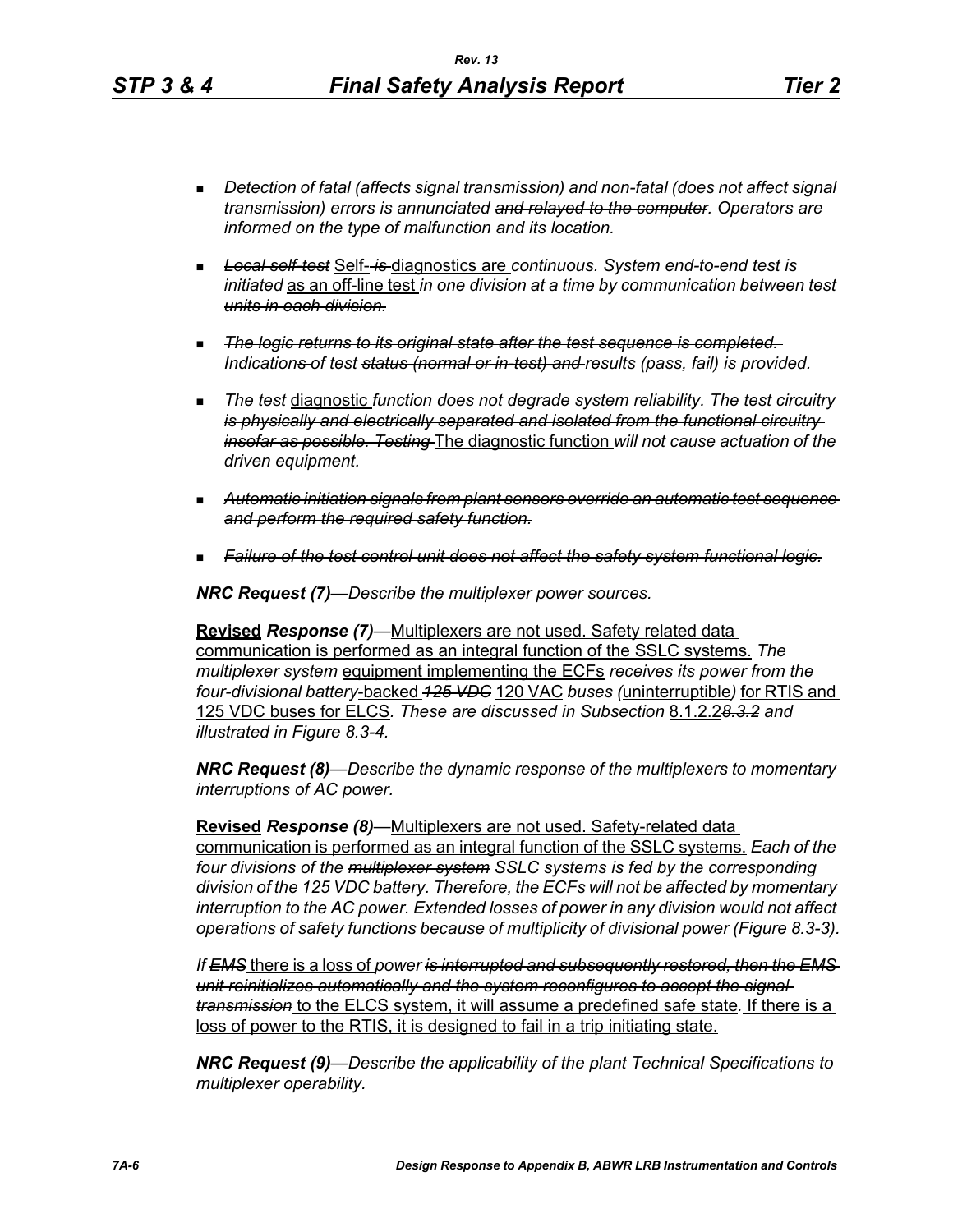- *Detection of fatal (affects signal transmission) and non-fatal (does not affect signal transmission) errors is annunciated ~~and relayed to the computer~~. Operators are informed on the type of malfunction and its location.*

- ~~*Local self-test*~~ Self- ~~*is*~~ diagnostics are *continuous. System end-to-end test is initiated* as an off-line test *in one division at a time* ~~*by communication between test units in each division.*~~

- ~~*The logic returns to its original state after the test sequence is completed.*~~ *Indication*~~*s*~~ *of test* ~~*status (normal or in-test) and*~~ *results (pass, fail) is provided.*

- *The* ~~*test*~~ diagnostic *function does not degrade system reliability.* ~~*The test circuitry is physically and electrically separated and isolated from the functional circuitry insofar as possible. Testing*~~ The diagnostic function *will not cause actuation of the driven equipment.*

- ~~*Automatic initiation signals from plant sensors override an automatic test sequence and perform the required safety function.*~~

- ~~*Failure of the test control unit does not affect the safety system functional logic.*~~

***NRC Request (7)****—Describe the multiplexer power sources.*

**Revised** ***Response (7)****—*Multiplexers are not used. Safety related data communication is performed as an integral function of the SSLC systems. *The* ~~*multiplexer system*~~ equipment implementing the ECFs *receives its power from the four-divisional battery*-backed ~~*125 VDC*~~ 120 VAC *buses (*uninterruptible*)* for RTIS and 125 VDC buses for ELCS*. These are discussed in Subsection* 8.1.2.2~~*8.3.2*~~ *and illustrated in Figure 8.3-4.*

***NRC Request (8)****—Describe the dynamic response of the multiplexers to momentary interruptions of AC power.*

**Revised** ***Response (8)****—*Multiplexers are not used. Safety-related data communication is performed as an integral function of the SSLC systems. *Each of the four divisions of the* ~~*multiplexer system*~~ *SSLC systems is fed by the corresponding division of the 125 VDC battery. Therefore, the ECFs will not be affected by momentary interruption to the AC power. Extended losses of power in any division would not affect operations of safety functions because of multiplicity of divisional power (Figure 8.3-3).*

*If* ~~*EMS*~~ there is a loss of *power* ~~*is interrupted and subsequently restored, then the EMS unit reinitializes automatically and the system reconfigures to accept the signal transmission*~~ to the ELCS system, it will assume a predefined safe state*.* If there is a loss of power to the RTIS, it is designed to fail in a trip initiating state.

***NRC Request (9)****—Describe the applicability of the plant Technical Specifications to multiplexer operability.*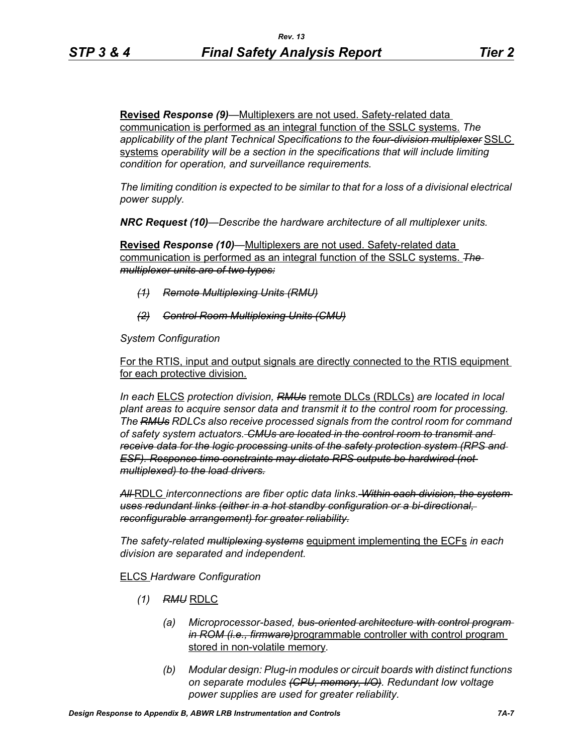**Revised** ***Response (9)***—Multiplexers are not used. Safety-related data communication is performed as an integral function of the SSLC systems. *The applicability of the plant Technical Specifications to the ~~four-division multiplexer~~* SSLC systems *operability will be a section in the specifications that will include limiting condition for operation, and surveillance requirements.*

*The limiting condition is expected to be similar to that for a loss of a divisional electrical power supply.*

***NRC Request (10)****—Describe the hardware architecture of all multiplexer units.*

**Revised** ***Response (10)***—Multiplexers are not used. Safety-related data communication is performed as an integral function of the SSLC systems. ~~*The multiplexer units are of two types:*~~

- ~~*(1) Remote Multiplexing Units (RMU)*~~
- ~~*(2) Control Room Multiplexing Units (CMU)*~~

*System Configuration*

For the RTIS, input and output signals are directly connected to the RTIS equipment for each protective division.

*In each* ELCS *protection division, ~~RMUs~~* remote DLCs (RDLCs) *are located in local plant areas to acquire sensor data and transmit it to the control room for processing. The ~~RMUs~~ RDLCs also receive processed signals from the control room for command of safety system actuators.* ~~*CMUs are located in the control room to transmit and receive data for the logic processing units of the safety protection system (RPS and ESF). Response time constraints may dictate RPS outputs be hardwired (not multiplexed) to the load drivers.*~~

~~*All*~~ RDLC *interconnections are fiber optic data links.* ~~*Within each division, the system uses redundant links (either in a hot standby configuration or a bi-directional, reconfigurable arrangement) for greater reliability.*~~

*The safety-related ~~multiplexing systems~~* equipment implementing the ECFs *in each division are separated and independent.*

ELCS *Hardware Configuration*

*(1)* ~~*RMU*~~ RDLC

- *(a) Microprocessor-based,* ~~*bus-oriented architecture with control program in ROM (i.e., firmware)*~~programmable controller with control program stored in non-volatile memory*.*
- *(b) Modular design: Plug-in modules or circuit boards with distinct functions on separate modules* ~~*(CPU, memory, I/O)*~~*. Redundant low voltage power supplies are used for greater reliability.*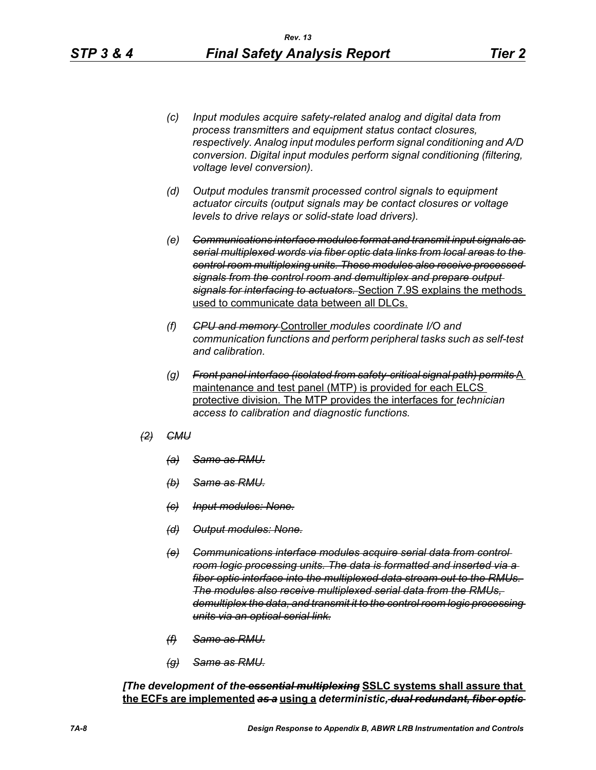(c) *Input modules acquire safety-related analog and digital data from process transmitters and equipment status contact closures, respectively. Analog input modules perform signal conditioning and A/D conversion. Digital input modules perform signal conditioning (filtering, voltage level conversion).*

(d) *Output modules transmit processed control signals to equipment actuator circuits (output signals may be contact closures or voltage levels to drive relays or solid-state load drivers).*

(e) ~~*Communications interface modules format and transmit input signals as serial multiplexed words via fiber optic data links from local areas to the control room multiplexing units. These modules also receive processed signals from the control room and demultiplex and prepare output signals for interfacing to actuators.*~~ Section 7.9S explains the methods used to communicate data between all DLCs.

(f) ~~*CPU and memory*~~ Controller *modules coordinate I/O and communication functions and perform peripheral tasks such as self-test and calibration.*

(g) ~~*Front panel interface (isolated from safety-critical signal path) permits*~~ A maintenance and test panel (MTP) is provided for each ELCS protective division. The MTP provides the interfaces for *technician access to calibration and diagnostic functions.*

~~*(2) CMU*~~

~~*(a) Same as RMU.*~~

~~*(b) Same as RMU.*~~

~~*(c) Input modules: None.*~~

~~*(d) Output modules: None.*~~

~~*(e) Communications interface modules acquire serial data from control room logic processing units. The data is formatted and inserted via a fiber optic interface into the multiplexed data stream out to the RMUs. The modules also receive multiplexed serial data from the RMUs, demultiplex the data, and transmit it to the control room logic processing units via an optical serial link.*~~

~~*(f) Same as RMU.*~~

~~*(g) Same as RMU.*~~

***[The development of the*** ~~***essential multiplexing***~~ **SSLC systems shall assure that the ECFs are implemented** ~~***as a***~~ **using a** ***deterministic,*** ~~***dual redundant, fiber optic***~~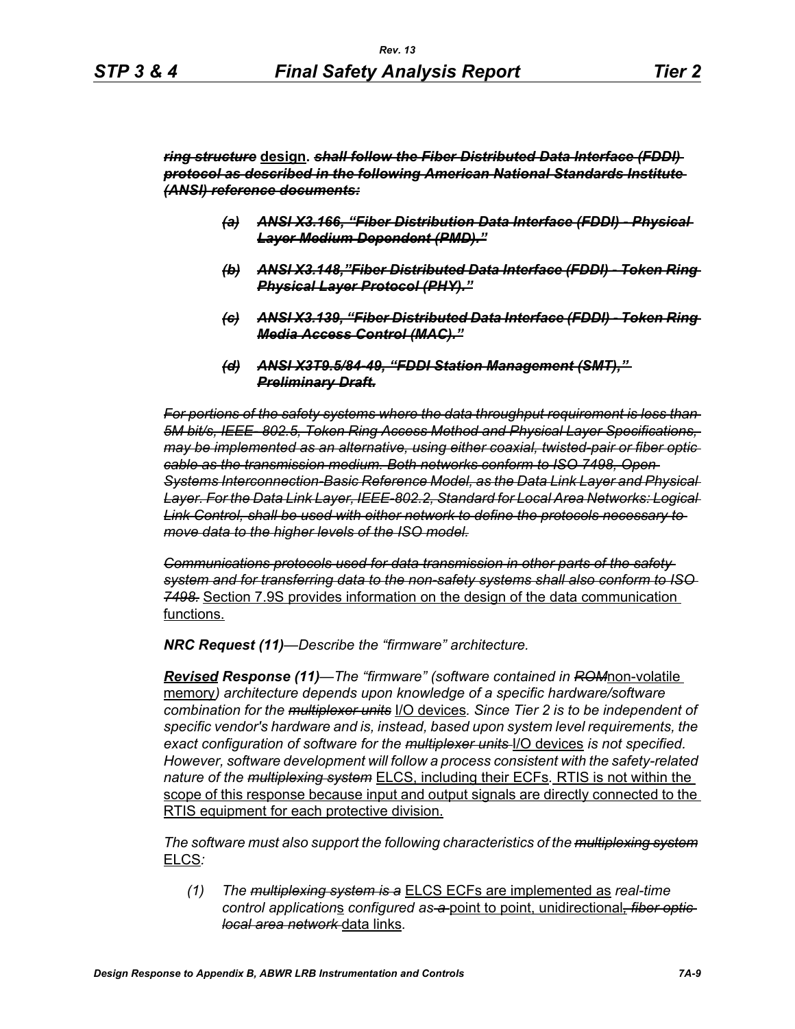~~***ring structure***~~ **design.** ~~***shall follow the Fiber Distributed Data Interface (FDDI) protocol as described in the following American National Standards Institute (ANSI) reference documents:***~~

> ~~***(a) ANSI X3.166, "Fiber Distribution Data Interface (FDDI) - Physical Layer Medium Dependent (PMD)."***~~
>
> ~~***(b) ANSI X3.148,"Fiber Distributed Data Interface (FDDI) - Token Ring Physical Layer Protocol (PHY)."***~~
>
> ~~***(c) ANSI X3.139, "Fiber Distributed Data Interface (FDDI) - Token Ring Media Access Control (MAC)."***~~
>
> ~~***(d) ANSI X3T9.5/84-49, "FDDI Station Management (SMT)," Preliminary Draft.***~~

~~*For portions of the safety systems where the data throughput requirement is less than 5M bit/s, IEEE- 802.5, Token Ring Access Method and Physical Layer Specifications, may be implemented as an alternative, using either coaxial, twisted-pair or fiber optic cable as the transmission medium. Both networks conform to ISO 7498, Open Systems Interconnection-Basic Reference Model, as the Data Link Layer and Physical Layer. For the Data Link Layer, IEEE-802.2, Standard for Local Area Networks: Logical Link Control, shall be used with either network to define the protocols necessary to move data to the higher levels of the ISO model.*~~

~~*Communications protocols used for data transmission in other parts of the safety system and for transferring data to the non-safety systems shall also conform to ISO 7498.*~~ Section 7.9S provides information on the design of the data communication functions.

***NRC Request (11)****—Describe the "firmware" architecture.*

***Revised Response (11)****—The "firmware" (software contained in* ~~*ROM*~~non-volatile memory*) architecture depends upon knowledge of a specific hardware/software combination for the* ~~*multiplexer units*~~ I/O devices*. Since Tier 2 is to be independent of specific vendor's hardware and is, instead, based upon system level requirements, the exact configuration of software for the* ~~*multiplexer units*~~ I/O devices *is not specified. However, software development will follow a process consistent with the safety-related nature of the* ~~*multiplexing system*~~ ELCS, including their ECFs*.* RTIS is not within the scope of this response because input and output signals are directly connected to the RTIS equipment for each protective division.

*The software must also support the following characteristics of the* ~~*multiplexing system*~~ ELCS*:*

(1) *The* ~~*multiplexing system is a*~~ ELCS ECFs are implemented as *real-time control application*s *configured as* ~~*a*~~ point to point, unidirectional~~*, fiber optic local area network*~~ data links*.*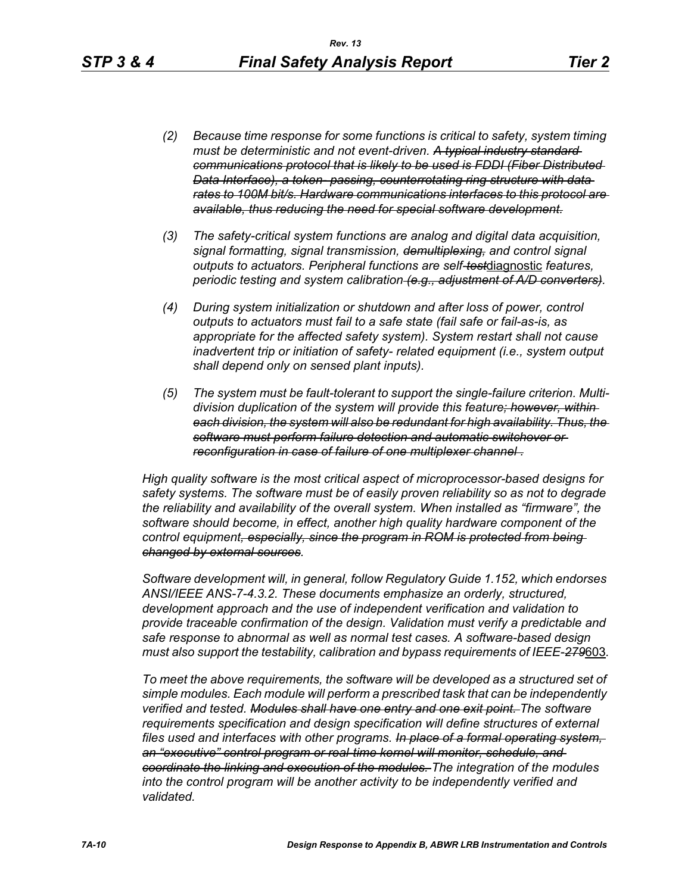(2) Because time response for some functions is critical to safety, system timing must be deterministic and not event-driven. ~~A typical industry standard communications protocol that is likely to be used is FDDI (Fiber Distributed Data Interface), a token- passing, counterrotating ring structure with data rates to 100M bit/s. Hardware communications interfaces to this protocol are available, thus reducing the need for special software development.~~

(3) The safety-critical system functions are analog and digital data acquisition, signal formatting, signal transmission, ~~demultiplexing,~~ and control signal outputs to actuators. Peripheral functions are self~~-test~~diagnostic features, periodic testing and system calibration ~~(e.g., adjustment of A/D converters)~~.

(4) During system initialization or shutdown and after loss of power, control outputs to actuators must fail to a safe state (fail safe or fail-as-is, as appropriate for the affected safety system). System restart shall not cause inadvertent trip or initiation of safety- related equipment (i.e., system output shall depend only on sensed plant inputs).

(5) The system must be fault-tolerant to support the single-failure criterion. Multi-division duplication of the system will provide this feature~~; however, within each division, the system will also be redundant for high availability. Thus, the software must perform failure detection and automatic switchover or reconfiguration in case of failure of one multiplexer channel~~ .

High quality software is the most critical aspect of microprocessor-based designs for safety systems. The software must be of easily proven reliability so as not to degrade the reliability and availability of the overall system. When installed as "firmware", the software should become, in effect, another high quality hardware component of the control equipment~~, especially, since the program in ROM is protected from being changed by external sources~~.

Software development will, in general, follow Regulatory Guide 1.152, which endorses ANSI/IEEE ANS-7-4.3.2. These documents emphasize an orderly, structured, development approach and the use of independent verification and validation to provide traceable confirmation of the design. Validation must verify a predictable and safe response to abnormal as well as normal test cases. A software-based design must also support the testability, calibration and bypass requirements of IEEE-~~279~~603.

To meet the above requirements, the software will be developed as a structured set of simple modules. Each module will perform a prescribed task that can be independently verified and tested. ~~Modules shall have one entry and one exit point.~~ The software requirements specification and design specification will define structures of external files used and interfaces with other programs. ~~In place of a formal operating system, an "executive" control program or real-time kernel will monitor, schedule, and coordinate the linking and execution of the modules.~~ The integration of the modules into the control program will be another activity to be independently verified and validated.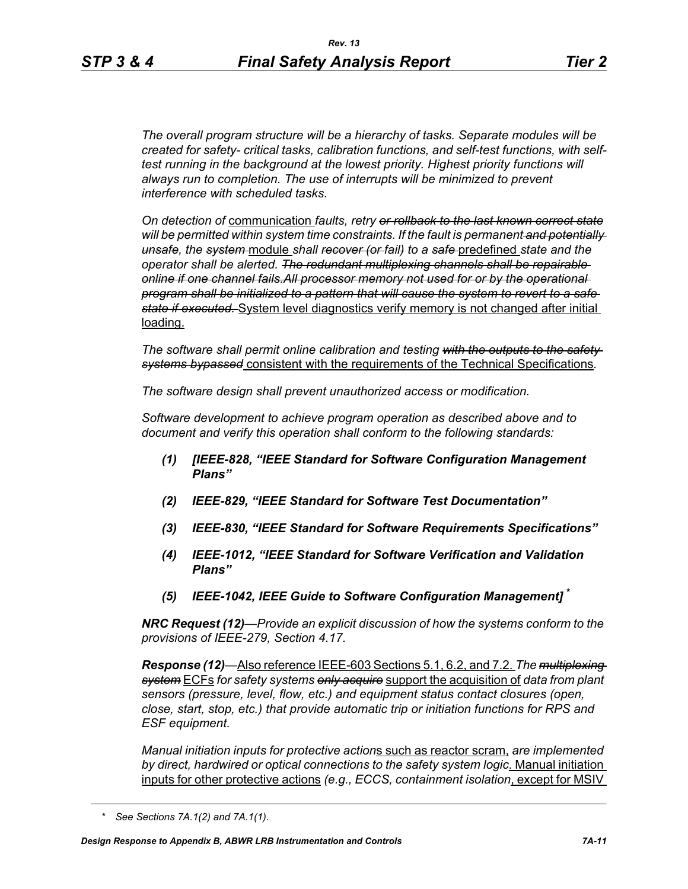*The overall program structure will be a hierarchy of tasks. Separate modules will be created for safety- critical tasks, calibration functions, and self-test functions, with self-test running in the background at the lowest priority. Highest priority functions will always run to completion. The use of interrupts will be minimized to prevent interference with scheduled tasks.*

*On detection of* communication *faults, retry ~~or rollback to the last known correct state~~ will be permitted within system time constraints. If the fault is permanent ~~and potentially unsafe~~, the ~~system~~* module *shall ~~recover (or~~ fail) to a ~~safe~~* predefined *state and the operator shall be alerted. ~~The redundant multiplexing channels shall be repairable online if one channel fails.All processor memory not used for or by the operational program shall be initialized to a pattern that will cause the system to revert to a safe state if executed.~~* System level diagnostics verify memory is not changed after initial loading.

*The software shall permit online calibration and testing ~~with the outputs to the safety systems bypassed~~* consistent with the requirements of the Technical Specifications.

*The software design shall prevent unauthorized access or modification.*

*Software development to achieve program operation as described above and to document and verify this operation shall conform to the following standards:*

***(1) [IEEE-828, "IEEE Standard for Software Configuration Management Plans"***

***(2) IEEE-829, "IEEE Standard for Software Test Documentation"***

***(3) IEEE-830, "IEEE Standard for Software Requirements Specifications"***

***(4) IEEE-1012, "IEEE Standard for Software Verification and Validation Plans"***

***(5) IEEE-1042, IEEE Guide to Software Configuration Management]*** *

***NRC Request (12)****—Provide an explicit discussion of how the systems conform to the provisions of IEEE-279, Section 4.17.*

***Response (12)***—Also reference IEEE-603 Sections 5.1, 6.2, and 7.2. *The ~~multiplexing system~~* ECFs *for safety systems ~~only acquire~~* support the acquisition of *data from plant sensors (pressure, level, flow, etc.) and equipment status contact closures (open, close, start, stop, etc.) that provide automatic trip or initiation functions for RPS and ESF equipment.*

*Manual initiation inputs for protective action*s such as reactor scram, *are implemented by direct, hardwired or optical connections to the safety system logic*. Manual initiation inputs for other protective actions *(e.g., ECCS, containment isolation*, except for MSIV

\* *See Sections 7A.1(2) and 7A.1(1).*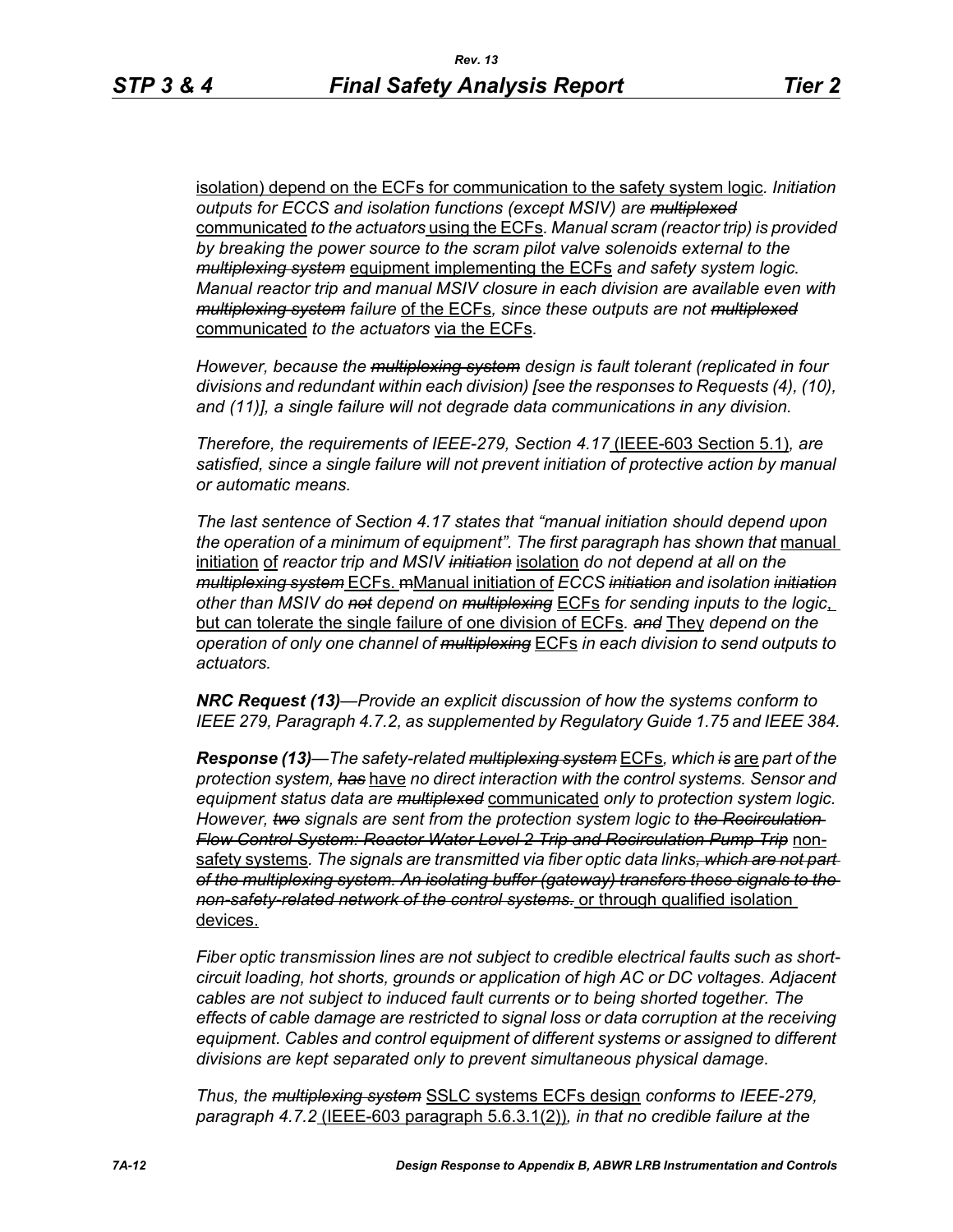isolation) depend on the ECFs for communication to the safety system logic. *Initiation outputs for ECCS and isolation functions (except MSIV) are ~~multiplexed~~* communicated *to the actuators* using the ECFs. *Manual scram (reactor trip) is provided by breaking the power source to the scram pilot valve solenoids external to the ~~multiplexing system~~* equipment implementing the ECFs *and safety system logic. Manual reactor trip and manual MSIV closure in each division are available even with ~~multiplexing system~~ failure* of the ECFs*, since these outputs are not ~~multiplexed~~* communicated *to the actuators* via the ECFs.

*However, because the ~~multiplexing system~~ design is fault tolerant (replicated in four divisions and redundant within each division) [see the responses to Requests (4), (10), and (11)], a single failure will not degrade data communications in any division.*

*Therefore, the requirements of IEEE-279, Section 4.17* (IEEE-603 Section 5.1)*, are satisfied, since a single failure will not prevent initiation of protective action by manual or automatic means.*

*The last sentence of Section 4.17 states that "manual initiation should depend upon the operation of a minimum of equipment". The first paragraph has shown that* manual initiation of *reactor trip and MSIV ~~initiation~~* isolation *do not depend at all on the ~~multiplexing system~~* ECFs. ~~m~~Manual initiation of *ECCS ~~initiation~~ and isolation ~~initiation~~ other than MSIV do ~~not~~ depend on ~~multiplexing~~* ECFs *for sending inputs to the logic*, but can tolerate the single failure of one division of ECFs*. ~~and~~* They *depend on the operation of only one channel of ~~multiplexing~~* ECFs *in each division to send outputs to actuators.*

***NRC Request (13)****—Provide an explicit discussion of how the systems conform to IEEE 279, Paragraph 4.7.2, as supplemented by Regulatory Guide 1.75 and IEEE 384.*

***Response (13)****—The safety-related ~~multiplexing system~~* ECFs*, which ~~is~~* are *part of the protection system, ~~has~~* have *no direct interaction with the control systems. Sensor and equipment status data are ~~multiplexed~~* communicated *only to protection system logic. However, ~~two~~ signals are sent from the protection system logic to ~~the Recirculation Flow Control System: Reactor Water Level 2 Trip and Recirculation Pump Trip~~* non-safety systems*. The signals are transmitted via fiber optic data links~~, which are not part of the multiplexing system. An isolating buffer (gateway) transfers these signals to the non-safety-related network of the control systems.~~* or through qualified isolation devices.

*Fiber optic transmission lines are not subject to credible electrical faults such as short-circuit loading, hot shorts, grounds or application of high AC or DC voltages. Adjacent cables are not subject to induced fault currents or to being shorted together. The effects of cable damage are restricted to signal loss or data corruption at the receiving equipment. Cables and control equipment of different systems or assigned to different divisions are kept separated only to prevent simultaneous physical damage.*

*Thus, the ~~multiplexing system~~* SSLC systems ECFs design *conforms to IEEE-279, paragraph 4.7.2* (IEEE-603 paragraph 5.6.3.1(2))*, in that no credible failure at the*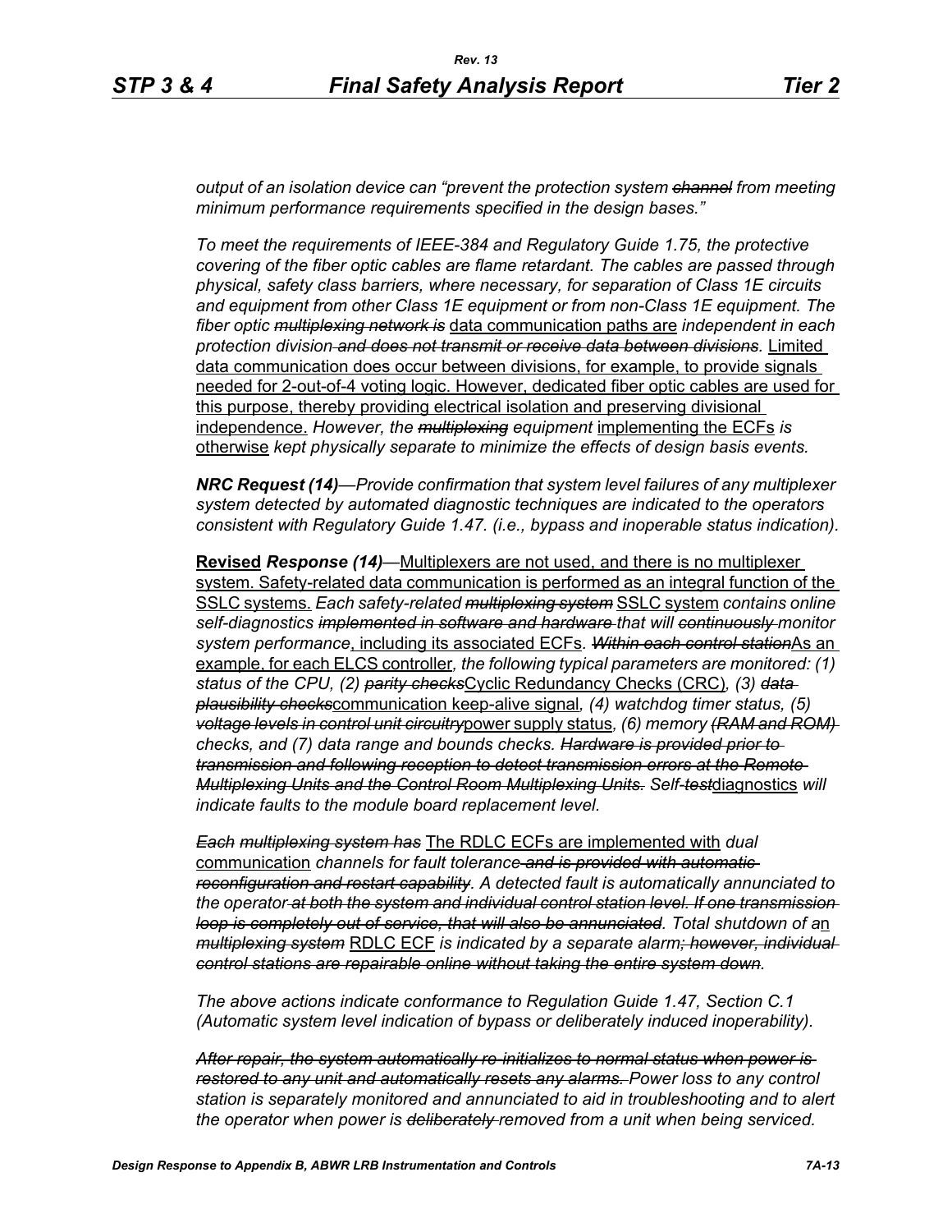*output of an isolation device can "prevent the protection system ~~channel~~ from meeting minimum performance requirements specified in the design bases."*

*To meet the requirements of IEEE-384 and Regulatory Guide 1.75, the protective covering of the fiber optic cables are flame retardant. The cables are passed through physical, safety class barriers, where necessary, for separation of Class 1E circuits and equipment from other Class 1E equipment or from non-Class 1E equipment. The fiber optic ~~multiplexing network is~~* <u>data communication paths are</u> *independent in each protection division ~~and does not transmit or receive data between divisions~~.* <u>Limited data communication does occur between divisions, for example, to provide signals needed for 2-out-of-4 voting logic. However, dedicated fiber optic cables are used for this purpose, thereby providing electrical isolation and preserving divisional independence.</u> *However, the ~~multiplexing~~ equipment* <u>implementing the ECFs</u> *is* <u>otherwise</u> *kept physically separate to minimize the effects of design basis events.*

***NRC Request (14)****—Provide confirmation that system level failures of any multiplexer system detected by automated diagnostic techniques are indicated to the operators consistent with Regulatory Guide 1.47. (i.e., bypass and inoperable status indication).*

**<u>Revised</u>** ***Response (14)****—*<u>Multiplexers are not used, and there is no multiplexer system. Safety-related data communication is performed as an integral function of the SSLC systems.</u> *Each safety-related ~~multiplexing system~~* <u>SSLC system</u> *contains online self-diagnostics ~~implemented in software and hardware~~ that will ~~continuously~~ monitor system performance*<u>, including its associated ECFs</u>*. ~~Within each control station~~*<u>As an example, for each ELCS controller</u>*, the following typical parameters are monitored: (1) status of the CPU, (2) ~~parity checks~~*<u>Cyclic Redundancy Checks (CRC)</u>*, (3) ~~data plausibility checks~~*<u>communication keep-alive signal</u>*, (4) watchdog timer status, (5) ~~voltage levels in control unit circuitry~~*<u>power supply status</u>*, (6) memory ~~(RAM and ROM)~~ checks, and (7) data range and bounds checks. ~~Hardware is provided prior to transmission and following reception to detect transmission errors at the Remote Multiplexing Units and the Control Room Multiplexing Units.~~ Self-~~test~~*<u>diagnostics</u> *will indicate faults to the module board replacement level.*

*~~Each~~ ~~multiplexing system has~~* <u>The RDLC ECFs are implemented with</u> *dual* <u>communication</u> *channels for fault tolerance ~~and is provided with automatic reconfiguration and restart capability~~. A detected fault is automatically annunciated to the operator ~~at both the system and individual control station level. If one transmission loop is completely out of service, that will also be annunciated~~. Total shutdown of a*<u>n</u> *~~multiplexing system~~* <u>RDLC ECF</u> *is indicated by a separate alarm~~; however, individual control stations are repairable online without taking the entire system down~~.*

*The above actions indicate conformance to Regulation Guide 1.47, Section C.1 (Automatic system level indication of bypass or deliberately induced inoperability).*

*~~After repair, the system automatically re-initializes to normal status when power is restored to any unit and automatically resets any alarms.~~ Power loss to any control station is separately monitored and annunciated to aid in troubleshooting and to alert the operator when power is ~~deliberately~~ removed from a unit when being serviced.*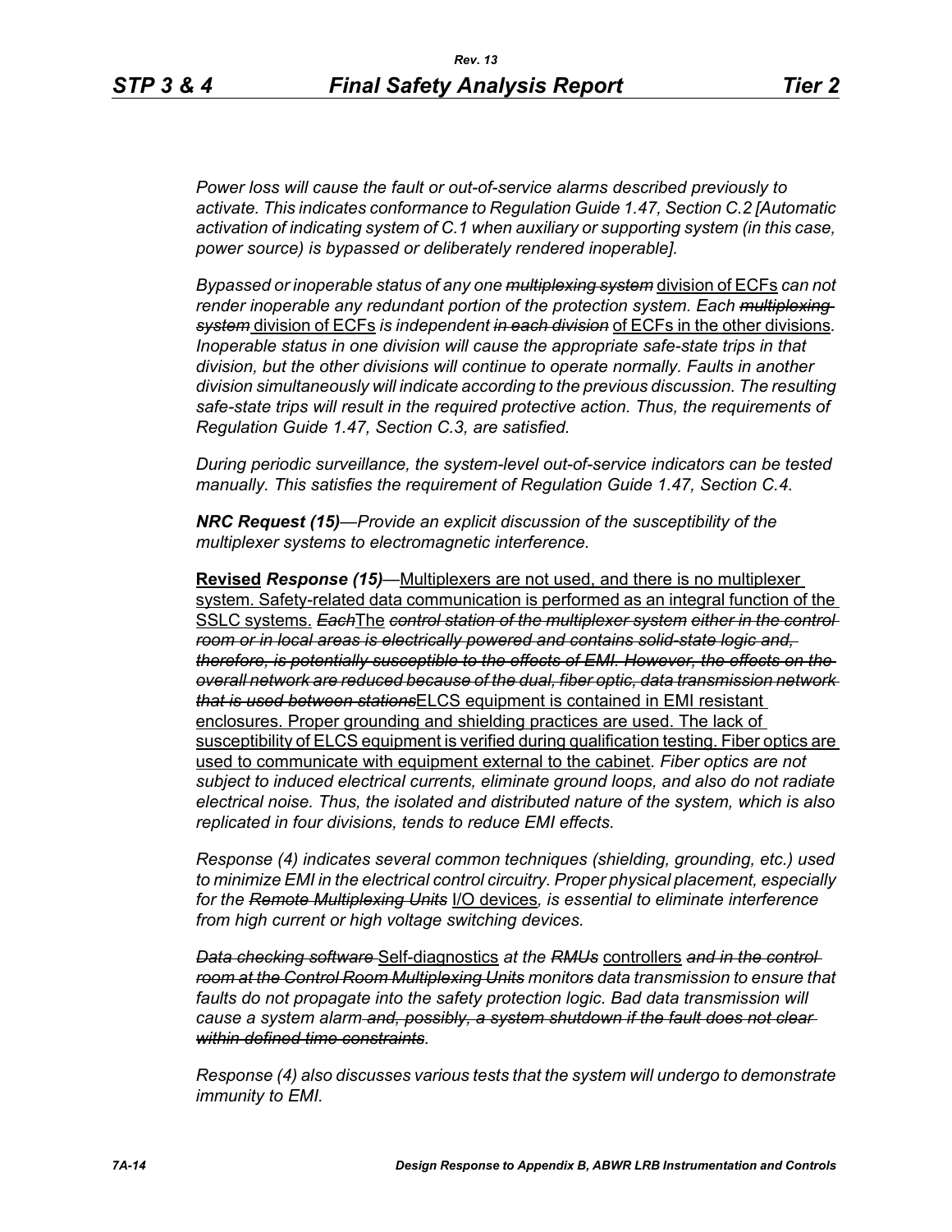*Power loss will cause the fault or out-of-service alarms described previously to activate. This indicates conformance to Regulation Guide 1.47, Section C.2 [Automatic activation of indicating system of C.1 when auxiliary or supporting system (in this case, power source) is bypassed or deliberately rendered inoperable].*

*Bypassed or inoperable status of any one* ~~*multiplexing system*~~ division of ECFs *can not render inoperable any redundant portion of the protection system. Each* ~~*multiplexing system*~~ division of ECFs *is independent* ~~*in each division*~~ of ECFs in the other divisions*. Inoperable status in one division will cause the appropriate safe-state trips in that division, but the other divisions will continue to operate normally. Faults in another division simultaneously will indicate according to the previous discussion. The resulting safe-state trips will result in the required protective action. Thus, the requirements of Regulation Guide 1.47, Section C.3, are satisfied.*

*During periodic surveillance, the system-level out-of-service indicators can be tested manually. This satisfies the requirement of Regulation Guide 1.47, Section C.4.*

***NRC Request (15)****—Provide an explicit discussion of the susceptibility of the multiplexer systems to electromagnetic interference.*

**Revised** ***Response (15)****—*Multiplexers are not used, and there is no multiplexer system. Safety-related data communication is performed as an integral function of the SSLC systems. ~~*Each*~~The ~~*control station of the multiplexer system either in the control room or in local areas is electrically powered and contains solid-state logic and, therefore, is potentially susceptible to the effects of EMI. However, the effects on the overall network are reduced because of the dual, fiber optic, data transmission network that is used between stations*~~ELCS equipment is contained in EMI resistant enclosures. Proper grounding and shielding practices are used. The lack of susceptibility of ELCS equipment is verified during qualification testing. Fiber optics are used to communicate with equipment external to the cabinet*. Fiber optics are not subject to induced electrical currents, eliminate ground loops, and also do not radiate electrical noise. Thus, the isolated and distributed nature of the system, which is also replicated in four divisions, tends to reduce EMI effects.*

*Response (4) indicates several common techniques (shielding, grounding, etc.) used to minimize EMI in the electrical control circuitry. Proper physical placement, especially for the* ~~*Remote Multiplexing Units*~~ I/O devices*, is essential to eliminate interference from high current or high voltage switching devices.*

~~*Data checking software*~~ Self-diagnostics *at the* ~~*RMUs*~~ controllers ~~*and in the control room at the Control Room Multiplexing Units*~~ *monitors data transmission to ensure that faults do not propagate into the safety protection logic. Bad data transmission will cause a system alarm* ~~*and, possibly, a system shutdown if the fault does not clear within defined time constraints*~~*.*

*Response (4) also discusses various tests that the system will undergo to demonstrate immunity to EMI.*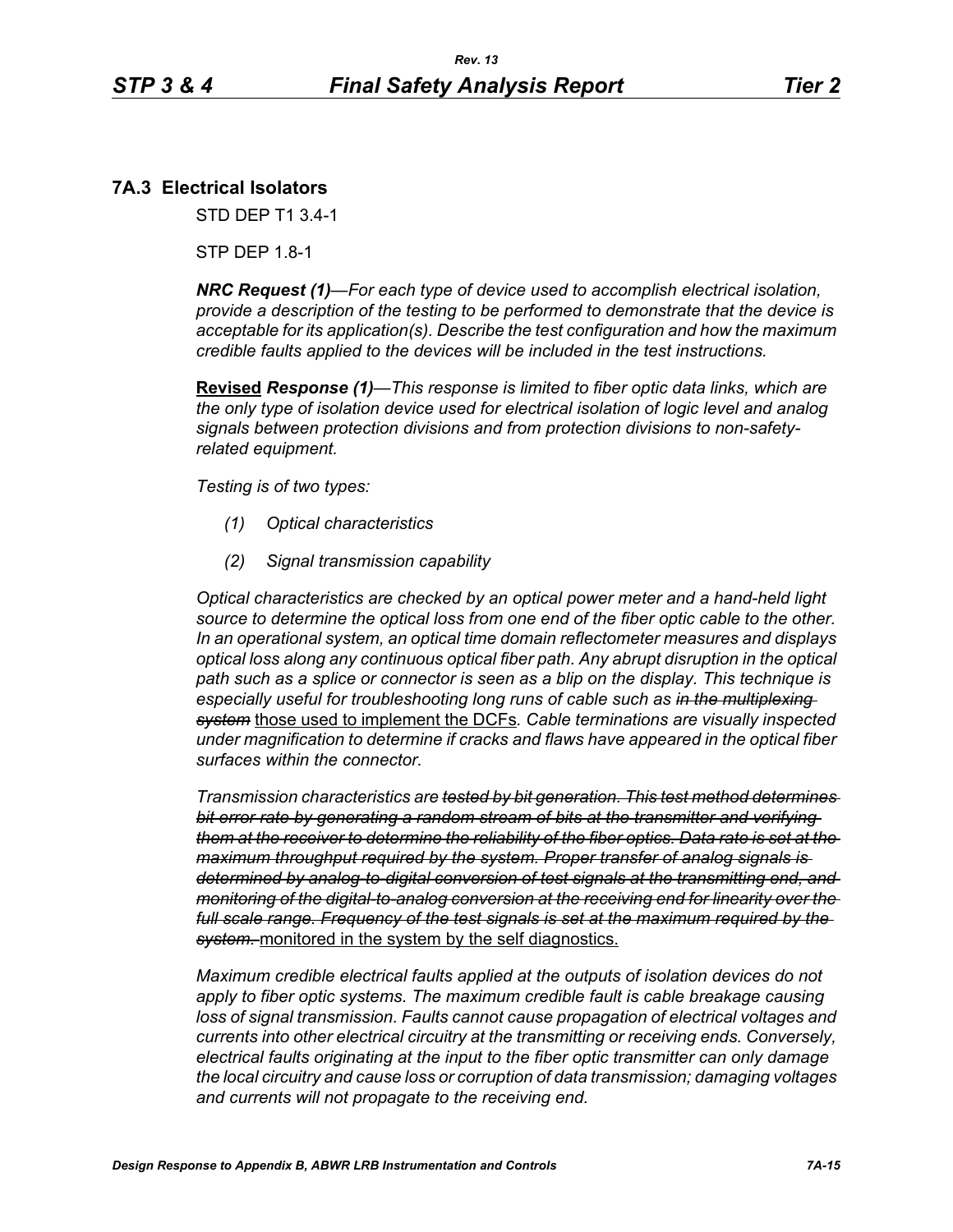## 7A.3 Electrical Isolators

STD DEP T1 3.4-1

STP DEP 1.8-1

***NRC Request (1)****—For each type of device used to accomplish electrical isolation, provide a description of the testing to be performed to demonstrate that the device is acceptable for its application(s). Describe the test configuration and how the maximum credible faults applied to the devices will be included in the test instructions.*

<u>**Revised**</u> ***Response (1)****—This response is limited to fiber optic data links, which are the only type of isolation device used for electrical isolation of logic level and analog signals between protection divisions and from protection divisions to non-safety-related equipment.*

*Testing is of two types:*

*(1) Optical characteristics*

*(2) Signal transmission capability*

*Optical characteristics are checked by an optical power meter and a hand-held light source to determine the optical loss from one end of the fiber optic cable to the other. In an operational system, an optical time domain reflectometer measures and displays optical loss along any continuous optical fiber path. Any abrupt disruption in the optical path such as a splice or connector is seen as a blip on the display. This technique is especially useful for troubleshooting long runs of cable such as ~~in the multiplexing system~~* <u>those used to implement the DCFs</u>*. Cable terminations are visually inspected under magnification to determine if cracks and flaws have appeared in the optical fiber surfaces within the connector.*

*Transmission characteristics are ~~tested by bit generation. This test method determines bit error rate by generating a random stream of bits at the transmitter and verifying them at the receiver to determine the reliability of the fiber optics. Data rate is set at the maximum throughput required by the system. Proper transfer of analog signals is determined by analog-to-digital conversion of test signals at the transmitting end, and monitoring of the digital-to-analog conversion at the receiving end for linearity over the full scale range. Frequency of the test signals is set at the maximum required by the system.~~* <u>monitored in the system by the self diagnostics.</u>

*Maximum credible electrical faults applied at the outputs of isolation devices do not apply to fiber optic systems. The maximum credible fault is cable breakage causing loss of signal transmission. Faults cannot cause propagation of electrical voltages and currents into other electrical circuitry at the transmitting or receiving ends. Conversely, electrical faults originating at the input to the fiber optic transmitter can only damage the local circuitry and cause loss or corruption of data transmission; damaging voltages and currents will not propagate to the receiving end.*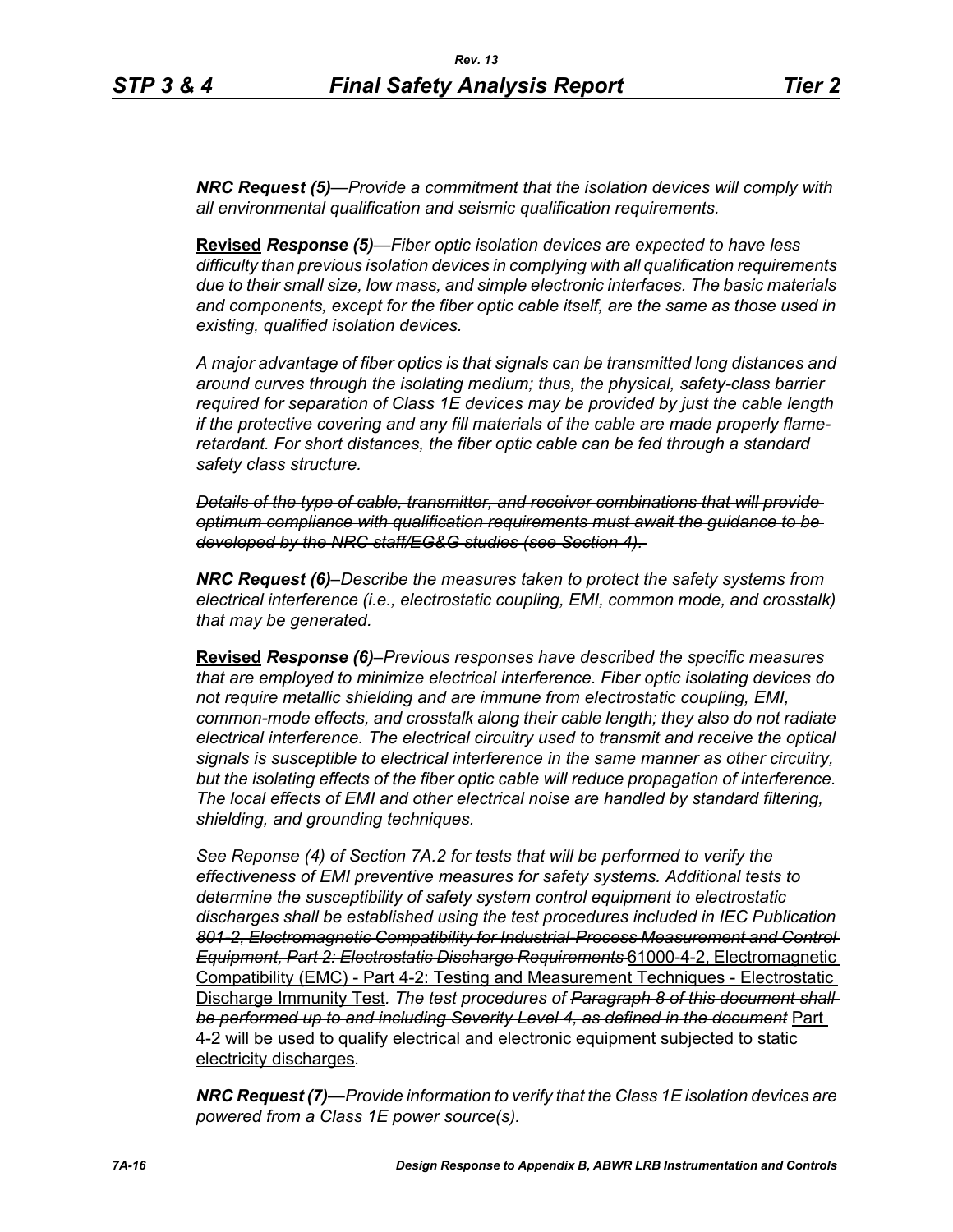***NRC Request (5)****—Provide a commitment that the isolation devices will comply with all environmental qualification and seismic qualification requirements.*

**Revised** ***Response (5)****—Fiber optic isolation devices are expected to have less difficulty than previous isolation devices in complying with all qualification requirements due to their small size, low mass, and simple electronic interfaces. The basic materials and components, except for the fiber optic cable itself, are the same as those used in existing, qualified isolation devices.*

*A major advantage of fiber optics is that signals can be transmitted long distances and around curves through the isolating medium; thus, the physical, safety-class barrier required for separation of Class 1E devices may be provided by just the cable length if the protective covering and any fill materials of the cable are made properly flame-retardant. For short distances, the fiber optic cable can be fed through a standard safety class structure.*

~~*Details of the type of cable, transmitter, and receiver combinations that will provide optimum compliance with qualification requirements must await the guidance to be developed by the NRC staff/EG&G studies (see Section 4).*~~

***NRC Request (6)****–Describe the measures taken to protect the safety systems from electrical interference (i.e., electrostatic coupling, EMI, common mode, and crosstalk) that may be generated.*

**Revised** ***Response (6)****–Previous responses have described the specific measures that are employed to minimize electrical interference. Fiber optic isolating devices do not require metallic shielding and are immune from electrostatic coupling, EMI, common-mode effects, and crosstalk along their cable length; they also do not radiate electrical interference. The electrical circuitry used to transmit and receive the optical signals is susceptible to electrical interference in the same manner as other circuitry, but the isolating effects of the fiber optic cable will reduce propagation of interference. The local effects of EMI and other electrical noise are handled by standard filtering, shielding, and grounding techniques.*

*See Reponse (4) of Section 7A.2 for tests that will be performed to verify the effectiveness of EMI preventive measures for safety systems. Additional tests to determine the susceptibility of safety system control equipment to electrostatic discharges shall be established using the test procedures included in IEC Publication* ~~*801-2, Electromagnetic Compatibility for Industrial-Process Measurement and Control Equipment, Part 2: Electrostatic Discharge Requirements*~~ <u>61000-4-2, Electromagnetic Compatibility (EMC) - Part 4-2: Testing and Measurement Techniques - Electrostatic Discharge Immunity Test</u>*. The test procedures of* ~~*Paragraph 8 of this document shall be performed up to and including Severity Level 4, as defined in the document*~~ <u>Part 4-2 will be used to qualify electrical and electronic equipment subjected to static electricity discharges</u>*.*

***NRC Request (7)****—Provide information to verify that the Class 1E isolation devices are powered from a Class 1E power source(s).*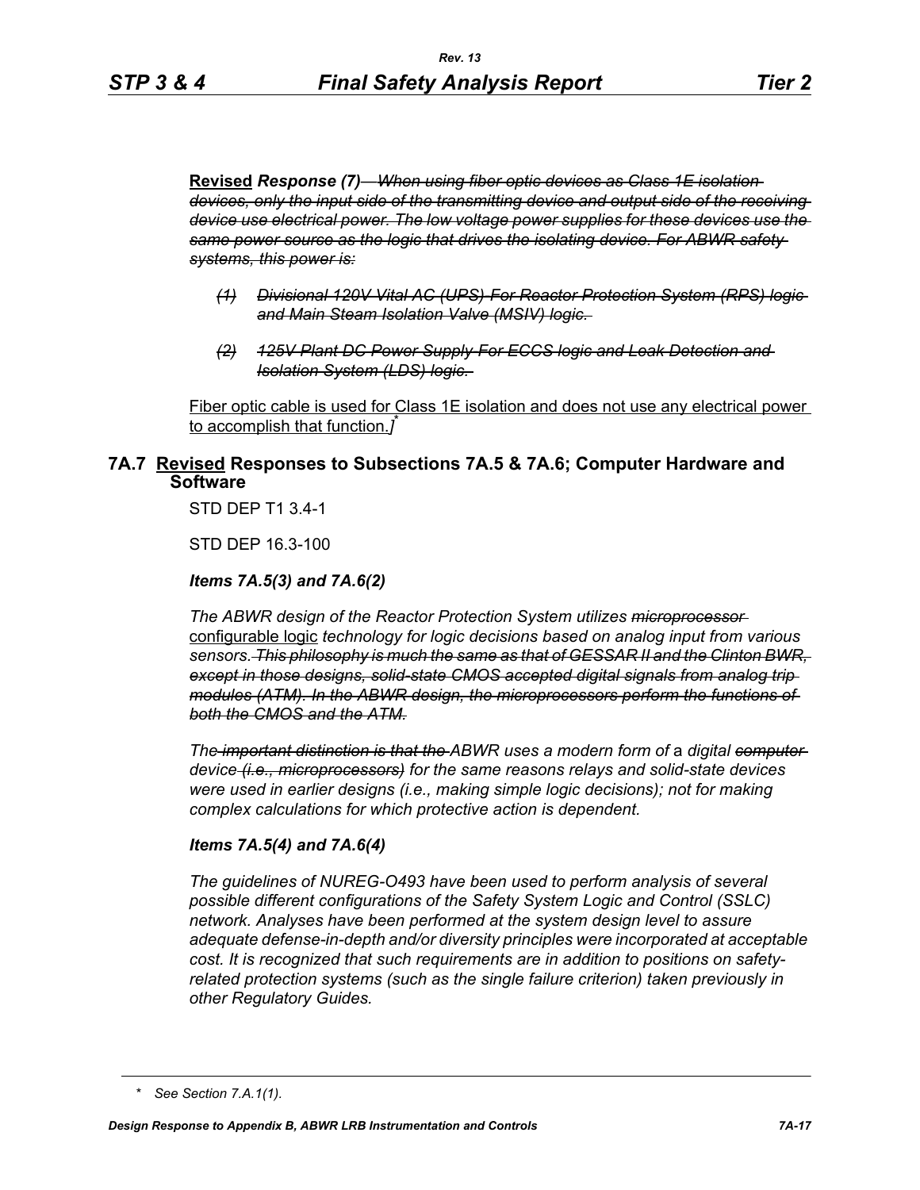**Revised** *Response (7)* ~~*When using fiber optic devices as Class 1E isolation devices, only the input side of the transmitting device and output side of the receiving device use electrical power. The low voltage power supplies for these devices use the same power source as the logic that drives the isolating device. For ABWR safety systems, this power is:*~~

- ~~*(1) Divisional 120V Vital AC (UPS) For Reactor Protection System (RPS) logic and Main Steam Isolation Valve (MSIV) logic.*~~
- ~~*(2) 125V Plant DC Power Supply For ECCS logic and Leak Detection and Isolation System (LDS) logic.*~~

Fiber optic cable is used for Class 1E isolation and does not use any electrical power to accomplish that function.*]*[*]

## 7A.7 Revised Responses to Subsections 7A.5 & 7A.6; Computer Hardware and Software

STD DEP T1 3.4-1

STD DEP 16.3-100

### *Items 7A.5(3) and 7A.6(2)*

*The ABWR design of the Reactor Protection System utilizes* ~~*microprocessor*~~ configurable logic *technology for logic decisions based on analog input from various sensors.* ~~*This philosophy is much the same as that of GESSAR II and the Clinton BWR, except in those designs, solid-state CMOS accepted digital signals from analog trip modules (ATM). In the ABWR design, the microprocessors perform the functions of both the CMOS and the ATM.*~~

*The* ~~*important distinction is that the*~~ *ABWR uses a modern form of a digital* ~~*computer*~~ *device* ~~*(i.e., microprocessors)*~~ *for the same reasons relays and solid-state devices were used in earlier designs (i.e., making simple logic decisions); not for making complex calculations for which protective action is dependent.*

### *Items 7A.5(4) and 7A.6(4)*

*The guidelines of NUREG-O493 have been used to perform analysis of several possible different configurations of the Safety System Logic and Control (SSLC) network. Analyses have been performed at the system design level to assure adequate defense-in-depth and/or diversity principles were incorporated at acceptable cost. It is recognized that such requirements are in addition to positions on safety-related protection systems (such as the single failure criterion) taken previously in other Regulatory Guides.*

---

[*] *See Section 7.A.1(1).*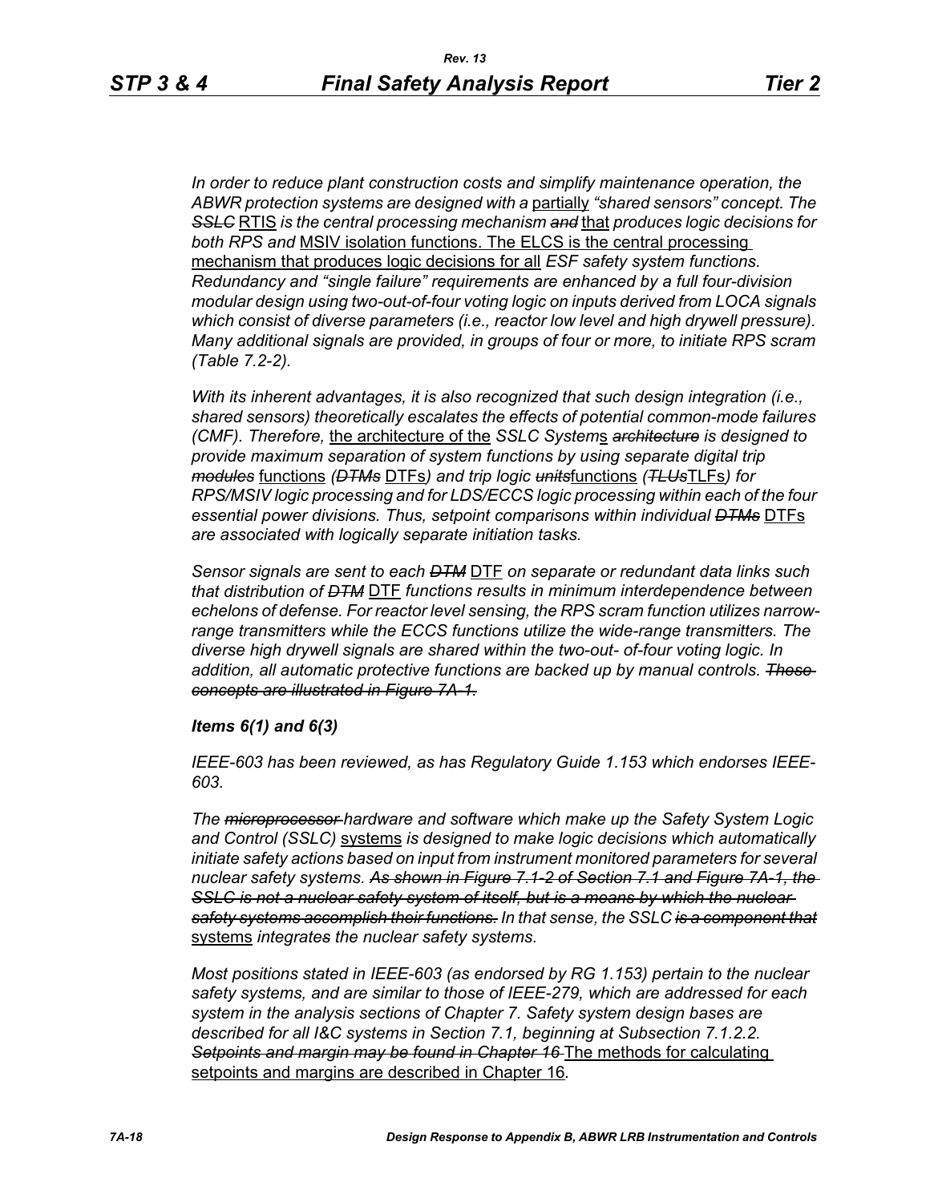*In order to reduce plant construction costs and simplify maintenance operation, the ABWR protection systems are designed with a* partially *"shared sensors" concept. The* ~~*SSLC*~~ RTIS *is the central processing mechanism* ~~*and*~~ that *produces logic decisions for both RPS and* MSIV isolation functions. The ELCS is the central processing mechanism that produces logic decisions for all *ESF safety system functions. Redundancy and "single failure" requirements are enhanced by a full four-division modular design using two-out-of-four voting logic on inputs derived from LOCA signals which consist of diverse parameters (i.e., reactor low level and high drywell pressure). Many additional signals are provided, in groups of four or more, to initiate RPS scram (Table 7.2-2).*

*With its inherent advantages, it is also recognized that such design integration (i.e., shared sensors) theoretically escalates the effects of potential common-mode failures (CMF). Therefore,* the architecture of the *SSLC System*s ~~*architecture*~~ *is designed to provide maximum separation of system functions by using separate digital trip* ~~*modules*~~ functions *(*~~*DTMs*~~ DTFs*) and trip logic* ~~*units*~~functions *(*~~*TLUs*~~TLFs*) for RPS/MSIV logic processing and for LDS/ECCS logic processing within each of the four essential power divisions. Thus, setpoint comparisons within individual* ~~*DTMs*~~ DTFs *are associated with logically separate initiation tasks.*

*Sensor signals are sent to each* ~~*DTM*~~ DTF *on separate or redundant data links such that distribution of* ~~*DTM*~~ DTF *functions results in minimum interdependence between echelons of defense. For reactor level sensing, the RPS scram function utilizes narrow-range transmitters while the ECCS functions utilize the wide-range transmitters. The diverse high drywell signals are shared within the two-out- of-four voting logic. In addition, all automatic protective functions are backed up by manual controls.* ~~*These concepts are illustrated in Figure 7A-1.*~~

***Items 6(1) and 6(3)***

*IEEE-603 has been reviewed, as has Regulatory Guide 1.153 which endorses IEEE-603.*

*The* ~~*microprocessor*~~ *hardware and software which make up the Safety System Logic and Control (SSLC)* systems *is designed to make logic decisions which automatically initiate safety actions based on input from instrument monitored parameters for several nuclear safety systems.* ~~*As shown in Figure 7.1-2 of Section 7.1 and Figure 7A-1, the SSLC is not a nuclear safety system of itself, but is a means by which the nuclear safety systems accomplish their functions.*~~ *In that sense, the SSLC* ~~*is a component that*~~ systems *integrate*~~*s*~~ *the nuclear safety systems.*

*Most positions stated in IEEE-603 (as endorsed by RG 1.153) pertain to the nuclear safety systems, and are similar to those of IEEE-279, which are addressed for each system in the analysis sections of Chapter 7. Safety system design bases are described for all I&C systems in Section 7.1, beginning at Subsection 7.1.2.2.* ~~*Setpoints and margin may be found in Chapter 16*~~ The methods for calculating setpoints and margins are described in Chapter 16*.*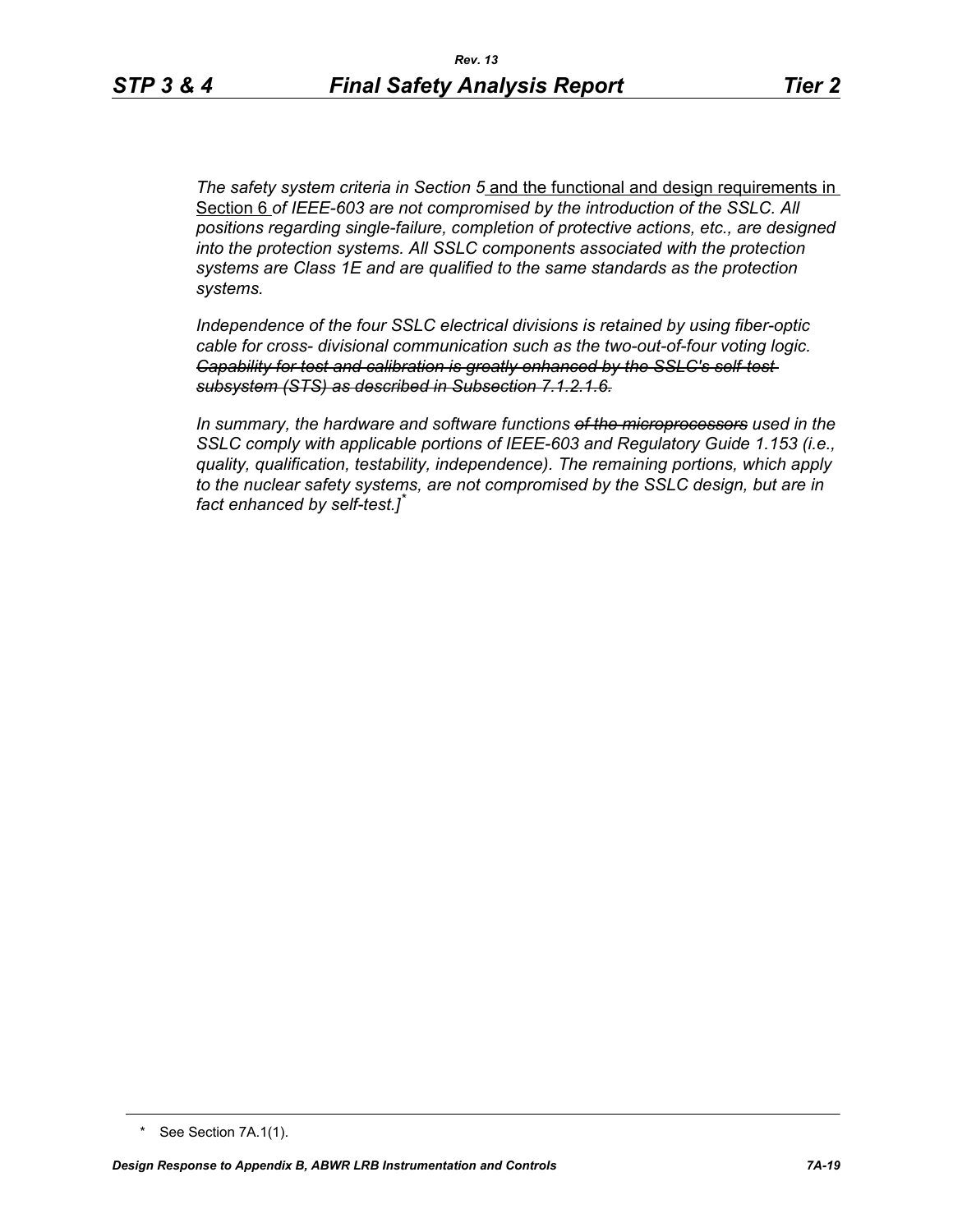*The safety system criteria in Section 5* and the functional and design requirements in Section 6 *of IEEE-603 are not compromised by the introduction of the SSLC. All positions regarding single-failure, completion of protective actions, etc., are designed into the protection systems. All SSLC components associated with the protection systems are Class 1E and are qualified to the same standards as the protection systems.*

*Independence of the four SSLC electrical divisions is retained by using fiber-optic cable for cross- divisional communication such as the two-out-of-four voting logic.* ~~*Capability for test and calibration is greatly enhanced by the SSLC's self-test subsystem (STS) as described in Subsection 7.1.2.1.6.*~~

*In summary, the hardware and software functions* ~~*of the microprocessors*~~ *used in the SSLC comply with applicable portions of IEEE-603 and Regulatory Guide 1.153 (i.e., quality, qualification, testability, independence). The remaining portions, which apply to the nuclear safety systems, are not compromised by the SSLC design, but are in fact enhanced by self-test.]**

\* See Section 7A.1(1).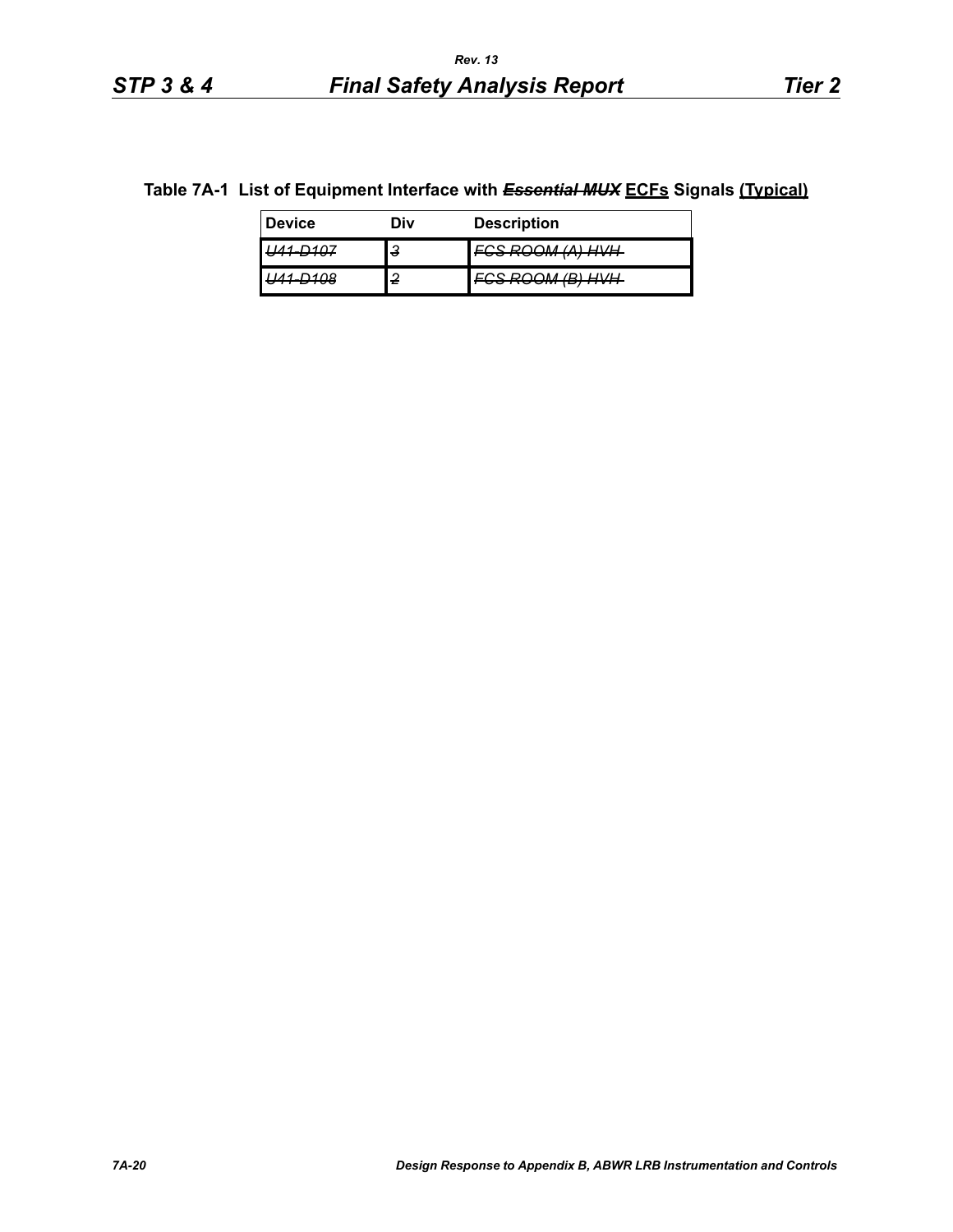**Table 7A-1 List of Equipment Interface with ~~*Essential MUX*~~ ECFs Signals (Typical)**

| Device | Div | Description |
|---|---|---|
| ~~*U41-D107*~~ | ~~*3*~~ | ~~*FCS ROOM (A) HVH*~~ |
| ~~*U41-D108*~~ | ~~*2*~~ | ~~*FCS ROOM (B) HVH*~~ |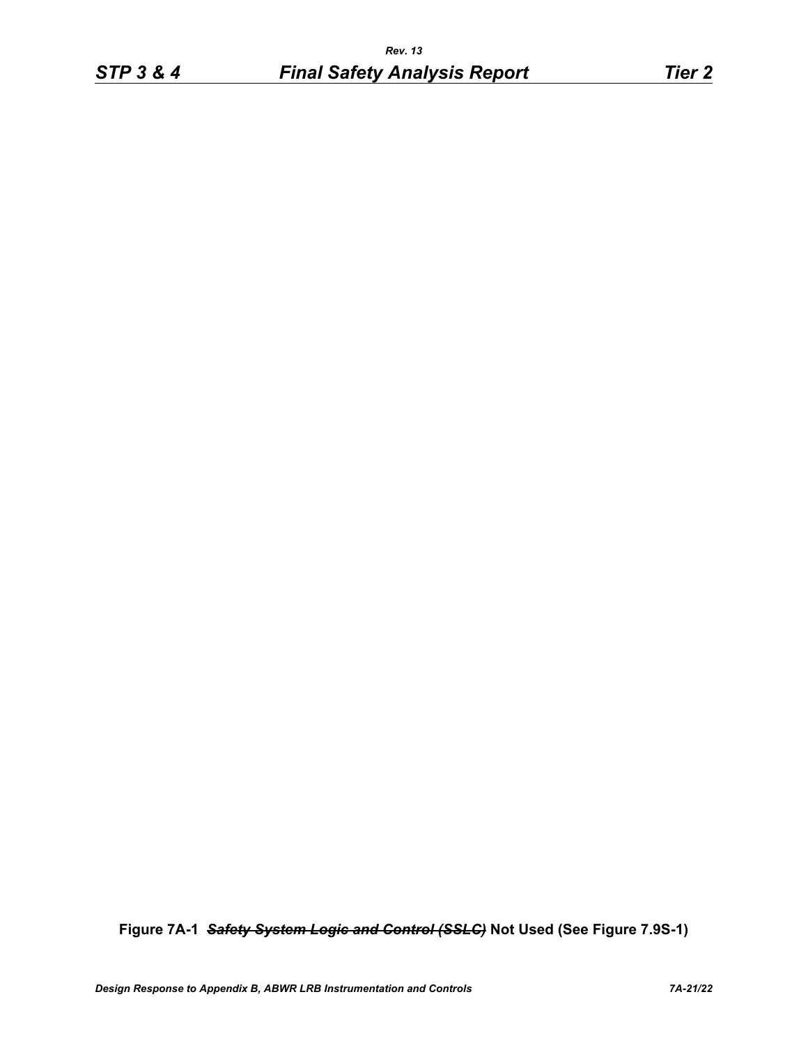**Figure 7A-1** ~~*Safety System Logic and Control (SSLC)*~~ **Not Used (See Figure 7.9S-1)**